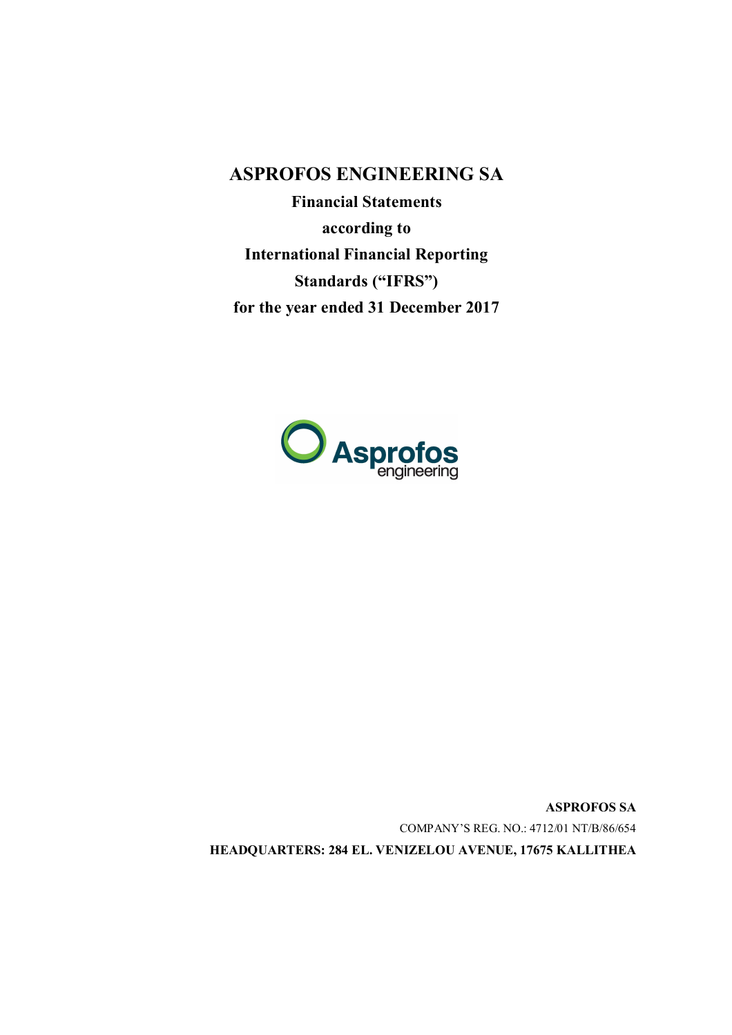# ASPROFOS ENGINEERING SA

**Financial Statements**

**according to**

**International Financial Reporting Standards ("IFRS")**

**for the year ended 31 December 2017**

**ASPROFOS SA**

COMPANY'S REG. NO.: 4712/01 NT/B/86/654

**HEADQUARTERS: 284 EL. VENIZELOU AVENUE, 17675 KALLITHEA**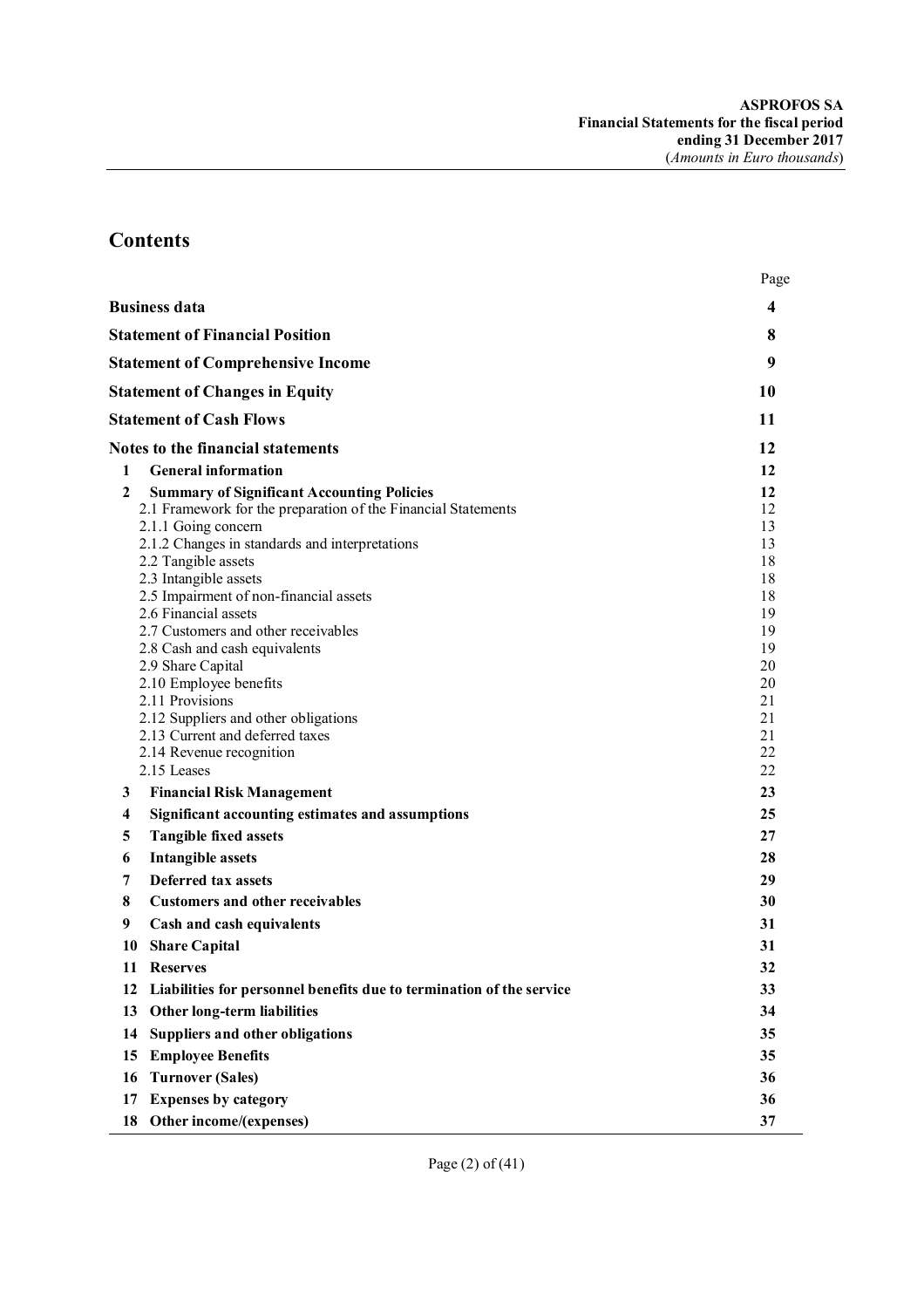# Contents

| | | Page |
|---|---|---|
| **Business data** | | **4** |
| **Statement of Financial Position** | | **8** |
| **Statement of Comprehensive Income** | | **9** |
| **Statement of Changes in Equity** | | **10** |
| **Statement of Cash Flows** | | **11** |
| **Notes to the financial statements** | | **12** |
| **1** | **General information** | **12** |
| **2** | **Summary of Significant Accounting Policies** | **12** |
| | 2.1 Framework for the preparation of the Financial Statements | 12 |
| | 2.1.1 Going concern | 13 |
| | 2.1.2 Changes in standards and interpretations | 13 |
| | 2.2 Tangible assets | 18 |
| | 2.3 Intangible assets | 18 |
| | 2.5 Impairment of non-financial assets | 18 |
| | 2.6 Financial assets | 19 |
| | 2.7 Customers and other receivables | 19 |
| | 2.8 Cash and cash equivalents | 19 |
| | 2.9 Share Capital | 20 |
| | 2.10 Employee benefits | 20 |
| | 2.11 Provisions | 21 |
| | 2.12 Suppliers and other obligations | 21 |
| | 2.13 Current and deferred taxes | 21 |
| | 2.14 Revenue recognition | 22 |
| | 2.15 Leases | 22 |
| **3** | **Financial Risk Management** | **23** |
| **4** | **Significant accounting estimates and assumptions** | **25** |
| **5** | **Tangible fixed assets** | **27** |
| **6** | **Intangible assets** | **28** |
| **7** | **Deferred tax assets** | **29** |
| **8** | **Customers and other receivables** | **30** |
| **9** | **Cash and cash equivalents** | **31** |
| **10** | **Share Capital** | **31** |
| **11** | **Reserves** | **32** |
| **12** | **Liabilities for personnel benefits due to termination of the service** | **33** |
| **13** | **Other long-term liabilities** | **34** |
| **14** | **Suppliers and other obligations** | **35** |
| **15** | **Employee Benefits** | **35** |
| **16** | **Turnover (Sales)** | **36** |
| **17** | **Expenses by category** | **36** |
| **18** | **Other income/(expenses)** | **37** |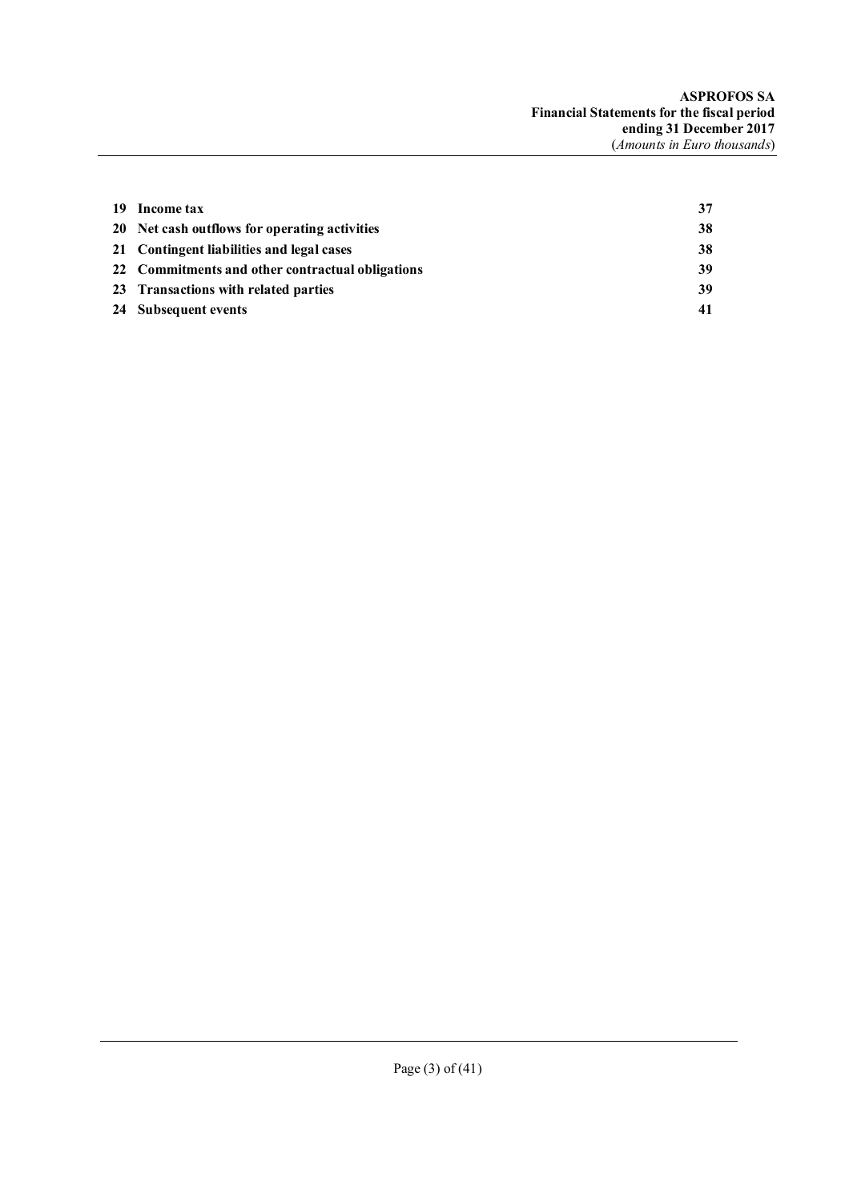| | | |
|---|---|---|
| **19** | **Income tax** | **37** |
| **20** | **Net cash outflows for operating activities** | **38** |
| **21** | **Contingent liabilities and legal cases** | **38** |
| **22** | **Commitments and other contractual obligations** | **39** |
| **23** | **Transactions with related parties** | **39** |
| **24** | **Subsequent events** | **41** |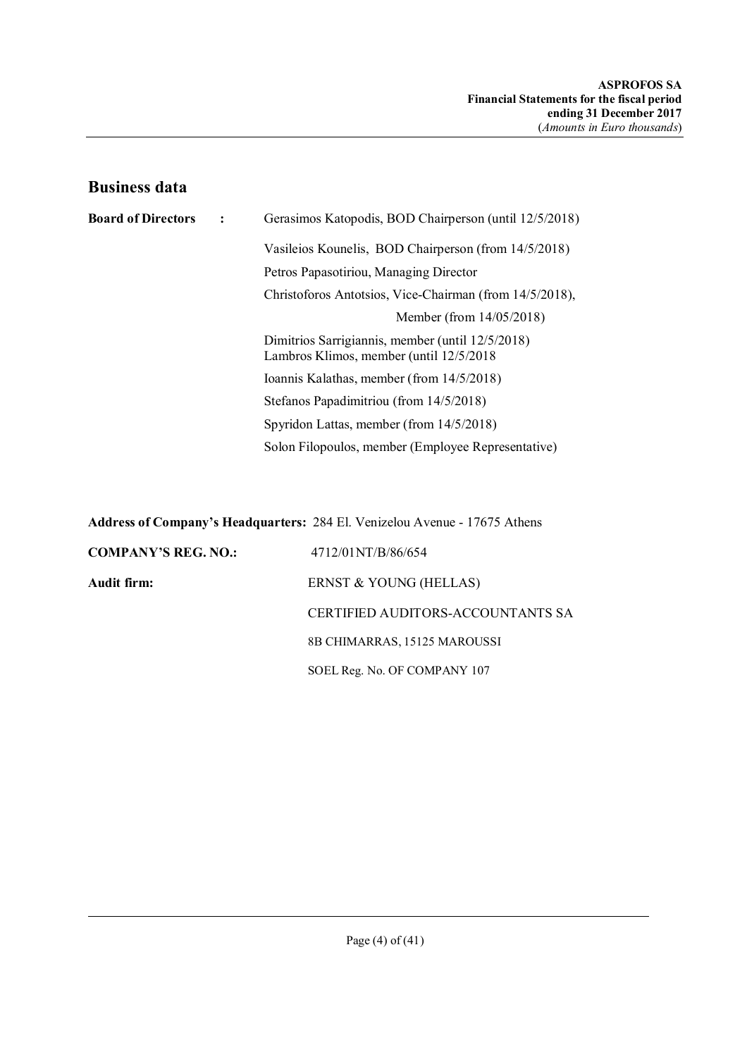## Business data

**Board of Directors :**

Gerasimos Katopodis, BOD Chairperson (until 12/5/2018)

Vasileios Kounelis, BOD Chairperson (from 14/5/2018)

Petros Papasotiriou, Managing Director

Christoforos Antotsios, Vice-Chairman (from 14/5/2018), Member (from 14/05/2018)

Dimitrios Sarrigiannis, member (until 12/5/2018)
Lambros Klimos, member (until 12/5/2018

Ioannis Kalathas, member (from 14/5/2018)

Stefanos Papadimitriou (from 14/5/2018)

Spyridon Lattas, member (from 14/5/2018)

Solon Filopoulos, member (Employee Representative)

**Address of Company's Headquarters:** 284 El. Venizelou Avenue - 17675 Athens

**COMPANY'S REG. NO.:** 4712/01NT/B/86/654

**Audit firm:** ERNST & YOUNG (HELLAS)

CERTIFIED AUDITORS-ACCOUNTANTS SA

8B CHIMARRAS, 15125 MAROUSSI

SOEL Reg. No. OF COMPANY 107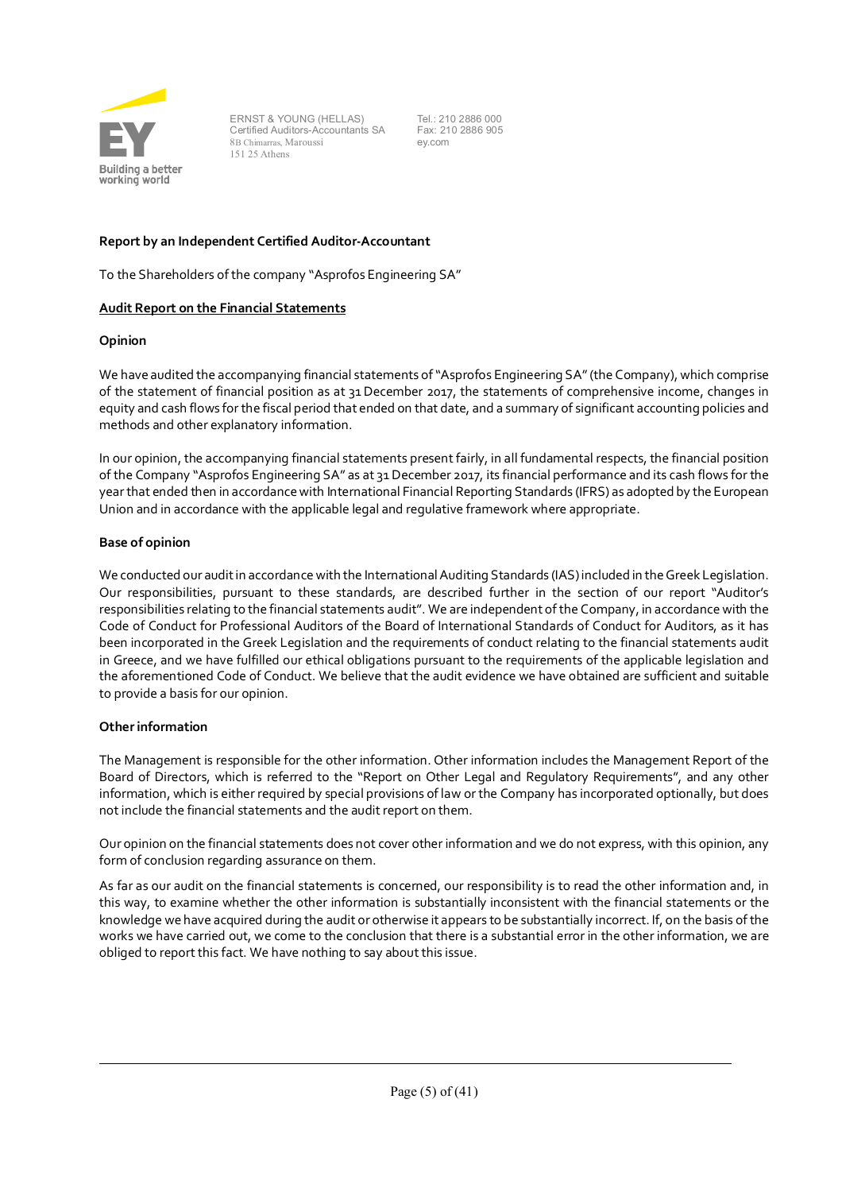ERNST & YOUNG (HELLAS)
Certified Auditors-Accountants SA
8B Chimarras, Maroussi
151 25 Athens

Tel.: 210 2886 000
Fax: 210 2886 905
ey.com

**Report by an Independent Certified Auditor-Accountant**

To the Shareholders of the company "Asprofos Engineering SA"

**Audit Report on the Financial Statements**

**Opinion**

We have audited the accompanying financial statements of "Asprofos Engineering SA" (the Company), which comprise of the statement of financial position as at 31 December 2017, the statements of comprehensive income, changes in equity and cash flows for the fiscal period that ended on that date, and a summary of significant accounting policies and methods and other explanatory information.

In our opinion, the accompanying financial statements present fairly, in all fundamental respects, the financial position of the Company "Asprofos Engineering SA" as at 31 December 2017, its financial performance and its cash flows for the year that ended then in accordance with International Financial Reporting Standards (IFRS) as adopted by the European Union and in accordance with the applicable legal and regulative framework where appropriate.

**Base of opinion**

We conducted our audit in accordance with the International Auditing Standards (IAS) included in the Greek Legislation. Our responsibilities, pursuant to these standards, are described further in the section of our report "Auditor's responsibilities relating to the financial statements audit". We are independent of the Company, in accordance with the Code of Conduct for Professional Auditors of the Board of International Standards of Conduct for Auditors, as it has been incorporated in the Greek Legislation and the requirements of conduct relating to the financial statements audit in Greece, and we have fulfilled our ethical obligations pursuant to the requirements of the applicable legislation and the aforementioned Code of Conduct. We believe that the audit evidence we have obtained are sufficient and suitable to provide a basis for our opinion.

**Other information**

The Management is responsible for the other information. Other information includes the Management Report of the Board of Directors, which is referred to the "Report on Other Legal and Regulatory Requirements", and any other information, which is either required by special provisions of law or the Company has incorporated optionally, but does not include the financial statements and the audit report on them.

Our opinion on the financial statements does not cover other information and we do not express, with this opinion, any form of conclusion regarding assurance on them.

As far as our audit on the financial statements is concerned, our responsibility is to read the other information and, in this way, to examine whether the other information is substantially inconsistent with the financial statements or the knowledge we have acquired during the audit or otherwise it appears to be substantially incorrect. If, on the basis of the works we have carried out, we come to the conclusion that there is a substantial error in the other information, we are obliged to report this fact. We have nothing to say about this issue.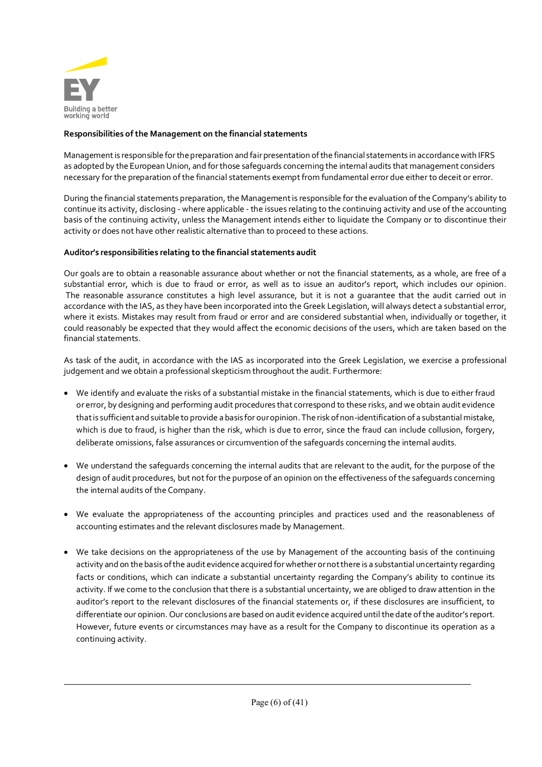**Responsibilities of the Management on the financial statements**

Management is responsible for the preparation and fair presentation of the financial statements in accordance with IFRS as adopted by the European Union, and for those safeguards concerning the internal audits that management considers necessary for the preparation of the financial statements exempt from fundamental error due either to deceit or error.

During the financial statements preparation, the Management is responsible for the evaluation of the Company's ability to continue its activity, disclosing - where applicable - the issues relating to the continuing activity and use of the accounting basis of the continuing activity, unless the Management intends either to liquidate the Company or to discontinue their activity or does not have other realistic alternative than to proceed to these actions.

**Auditor's responsibilities relating to the financial statements audit**

Our goals are to obtain a reasonable assurance about whether or not the financial statements, as a whole, are free of a substantial error, which is due to fraud or error, as well as to issue an auditor's report, which includes our opinion. The reasonable assurance constitutes a high level assurance, but it is not a guarantee that the audit carried out in accordance with the IAS, as they have been incorporated into the Greek Legislation, will always detect a substantial error, where it exists. Mistakes may result from fraud or error and are considered substantial when, individually or together, it could reasonably be expected that they would affect the economic decisions of the users, which are taken based on the financial statements.

As task of the audit, in accordance with the IAS as incorporated into the Greek Legislation, we exercise a professional judgement and we obtain a professional skepticism throughout the audit. Furthermore:

- We identify and evaluate the risks of a substantial mistake in the financial statements, which is due to either fraud or error, by designing and performing audit procedures that correspond to these risks, and we obtain audit evidence that is sufficient and suitable to provide a basis for our opinion. The risk of non-identification of a substantial mistake, which is due to fraud, is higher than the risk, which is due to error, since the fraud can include collusion, forgery, deliberate omissions, false assurances or circumvention of the safeguards concerning the internal audits.

- We understand the safeguards concerning the internal audits that are relevant to the audit, for the purpose of the design of audit procedures, but not for the purpose of an opinion on the effectiveness of the safeguards concerning the internal audits of the Company.

- We evaluate the appropriateness of the accounting principles and practices used and the reasonableness of accounting estimates and the relevant disclosures made by Management.

- We take decisions on the appropriateness of the use by Management of the accounting basis of the continuing activity and on the basis of the audit evidence acquired for whether or not there is a substantial uncertainty regarding facts or conditions, which can indicate a substantial uncertainty regarding the Company's ability to continue its activity. If we come to the conclusion that there is a substantial uncertainty, we are obliged to draw attention in the auditor's report to the relevant disclosures of the financial statements or, if these disclosures are insufficient, to differentiate our opinion. Our conclusions are based on audit evidence acquired until the date of the auditor's report. However, future events or circumstances may have as a result for the Company to discontinue its operation as a continuing activity.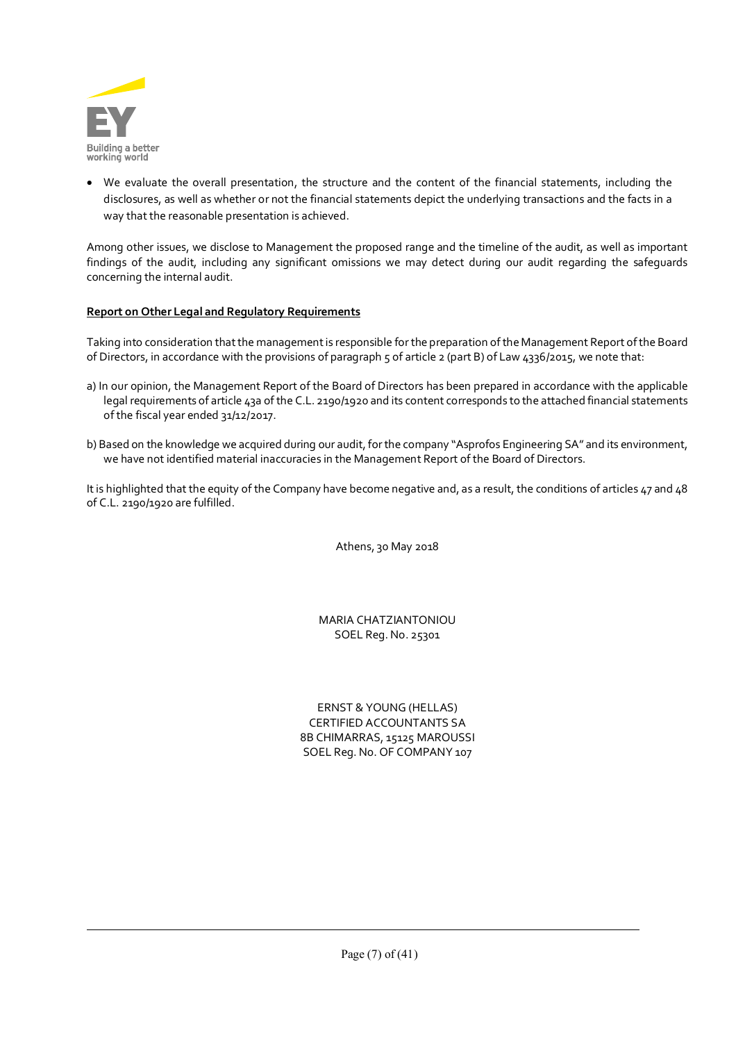- We evaluate the overall presentation, the structure and the content of the financial statements, including the disclosures, as well as whether or not the financial statements depict the underlying transactions and the facts in a way that the reasonable presentation is achieved.

Among other issues, we disclose to Management the proposed range and the timeline of the audit, as well as important findings of the audit, including any significant omissions we may detect during our audit regarding the safeguards concerning the internal audit.

**Report on Other Legal and Regulatory Requirements**

Taking into consideration that the management is responsible for the preparation of the Management Report of the Board of Directors, in accordance with the provisions of paragraph 5 of article 2 (part B) of Law 4336/2015, we note that:

a) In our opinion, the Management Report of the Board of Directors has been prepared in accordance with the applicable legal requirements of article 43a of the C.L. 2190/1920 and its content corresponds to the attached financial statements of the fiscal year ended 31/12/2017.

b) Based on the knowledge we acquired during our audit, for the company "Asprofos Engineering SA" and its environment, we have not identified material inaccuracies in the Management Report of the Board of Directors.

It is highlighted that the equity of the Company have become negative and, as a result, the conditions of articles 47 and 48 of C.L. 2190/1920 are fulfilled.

Athens, 30 May 2018

MARIA CHATZIANTONIOU
SOEL Reg. No. 25301

ERNST & YOUNG (HELLAS)
CERTIFIED ACCOUNTANTS SA
8B CHIMARRAS, 15125 MAROUSSI
SOEL Reg. No. OF COMPANY 107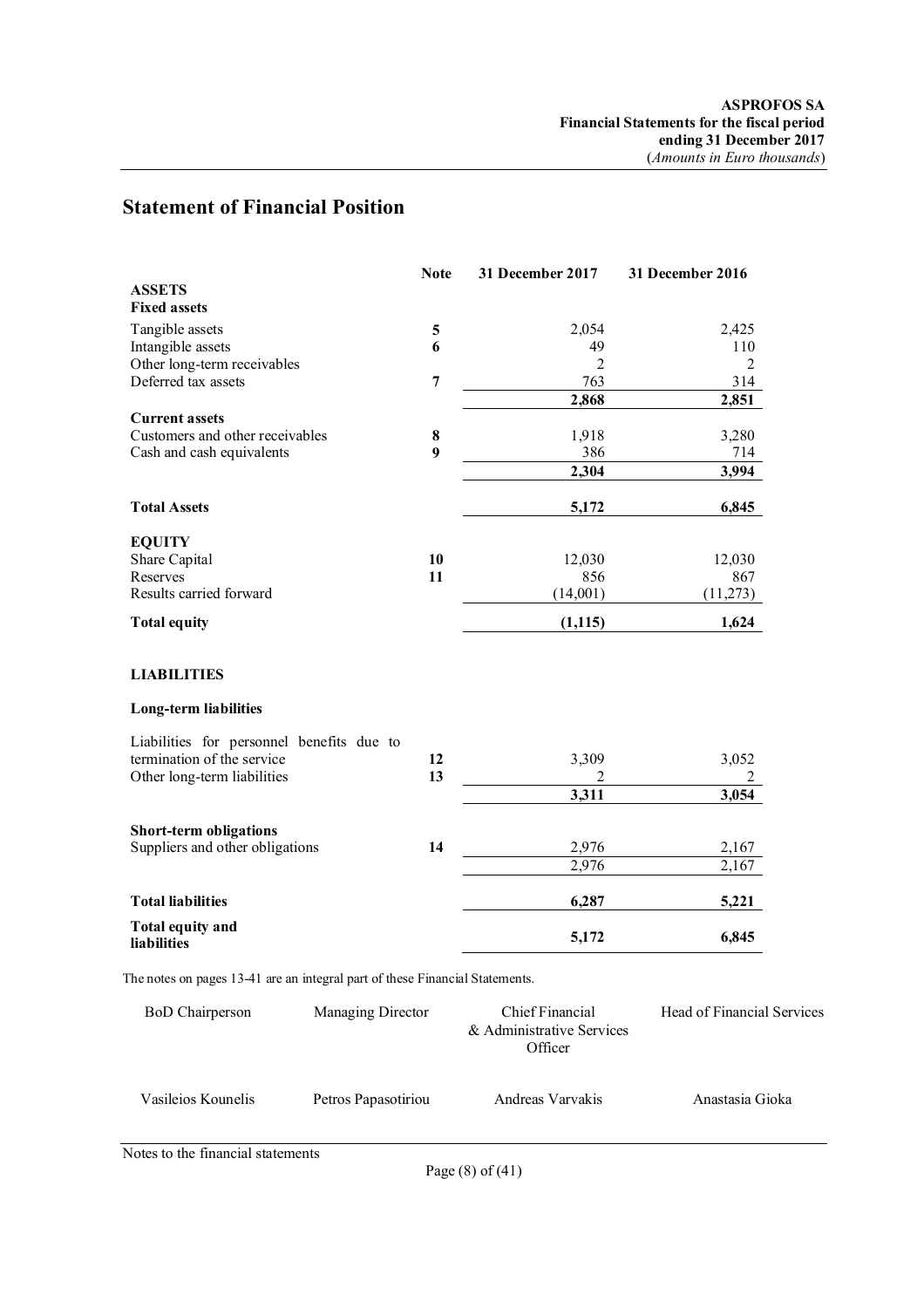## Statement of Financial Position

| | Note | 31 December 2017 | 31 December 2016 |
|---|---|---|---|
| **ASSETS** | | | |
| **Fixed assets** | | | |
| Tangible assets | **5** | 2,054 | 2,425 |
| Intangible assets | **6** | 49 | 110 |
| Other long-term receivables | | 2 | 2 |
| Deferred tax assets | **7** | 763 | 314 |
| | | **2,868** | **2,851** |
| **Current assets** | | | |
| Customers and other receivables | **8** | 1,918 | 3,280 |
| Cash and cash equivalents | **9** | 386 | 714 |
| | | **2,304** | **3,994** |
| **Total Assets** | | **5,172** | **6,845** |
| **EQUITY** | | | |
| Share Capital | **10** | 12,030 | 12,030 |
| Reserves | **11** | 856 | 867 |
| Results carried forward | | (14,001) | (11,273) |
| **Total equity** | | **(1,115)** | **1,624** |
| **LIABILITIES** | | | |
| **Long-term liabilities** | | | |
| Liabilities for personnel benefits due to termination of the service | **12** | 3,309 | 3,052 |
| Other long-term liabilities | **13** | 2 | 2 |
| | | **3,311** | **3,054** |
| **Short-term obligations** | | | |
| Suppliers and other obligations | **14** | 2,976 | 2,167 |
| | | 2,976 | 2,167 |
| **Total liabilities** | | **6,287** | **5,221** |
| **Total equity and liabilities** | | **5,172** | **6,845** |

The notes on pages 13-41 are an integral part of these Financial Statements.

| BoD Chairperson | Managing Director | Chief Financial & Administrative Services Officer | Head of Financial Services |
|---|---|---|---|
| Vasileios Kounelis | Petros Papasotiriou | Andreas Varvakis | Anastasia Gioka |

Notes to the financial statements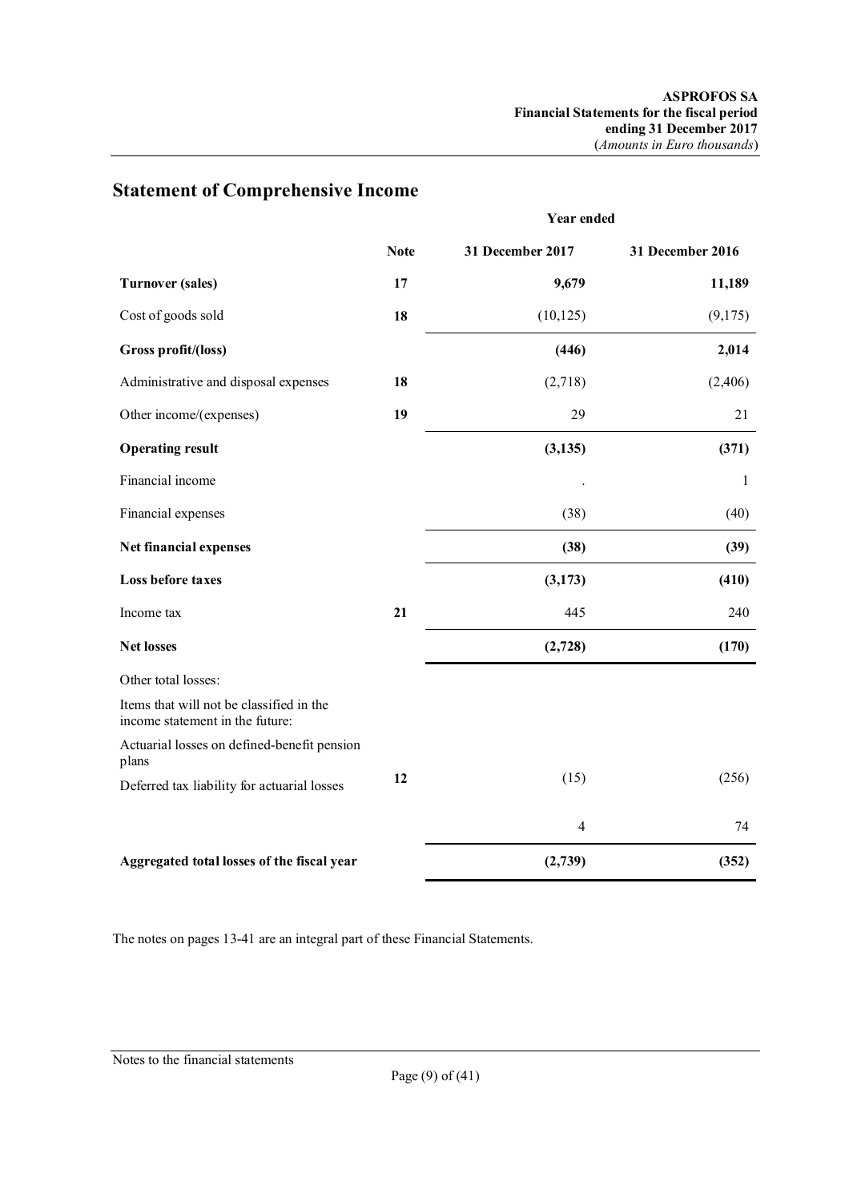## Statement of Comprehensive Income

| | Note | Year ended 31 December 2017 | 31 December 2016 |
|---|---|---|---|
| **Turnover (sales)** | **17** | **9,679** | **11,189** |
| Cost of goods sold | **18** | (10,125) | (9,175) |
| **Gross profit/(loss)** | | **(446)** | **2,014** |
| Administrative and disposal expenses | **18** | (2,718) | (2,406) |
| Other income/(expenses) | **19** | 29 | 21 |
| **Operating result** | | **(3,135)** | **(371)** |
| Financial income | | . | 1 |
| Financial expenses | | (38) | (40) |
| **Net financial expenses** | | **(38)** | **(39)** |
| **Loss before taxes** | | **(3,173)** | **(410)** |
| Income tax | **21** | 445 | 240 |
| **Net losses** | | **(2,728)** | **(170)** |
| Other total losses: | | | |
| Items that will not be classified in the income statement in the future: | | | |
| Actuarial losses on defined-benefit pension plans | **12** | (15) | (256) |
| Deferred tax liability for actuarial losses | | 4 | 74 |
| **Aggregated total losses of the fiscal year** | | **(2,739)** | **(352)** |

The notes on pages 13-41 are an integral part of these Financial Statements.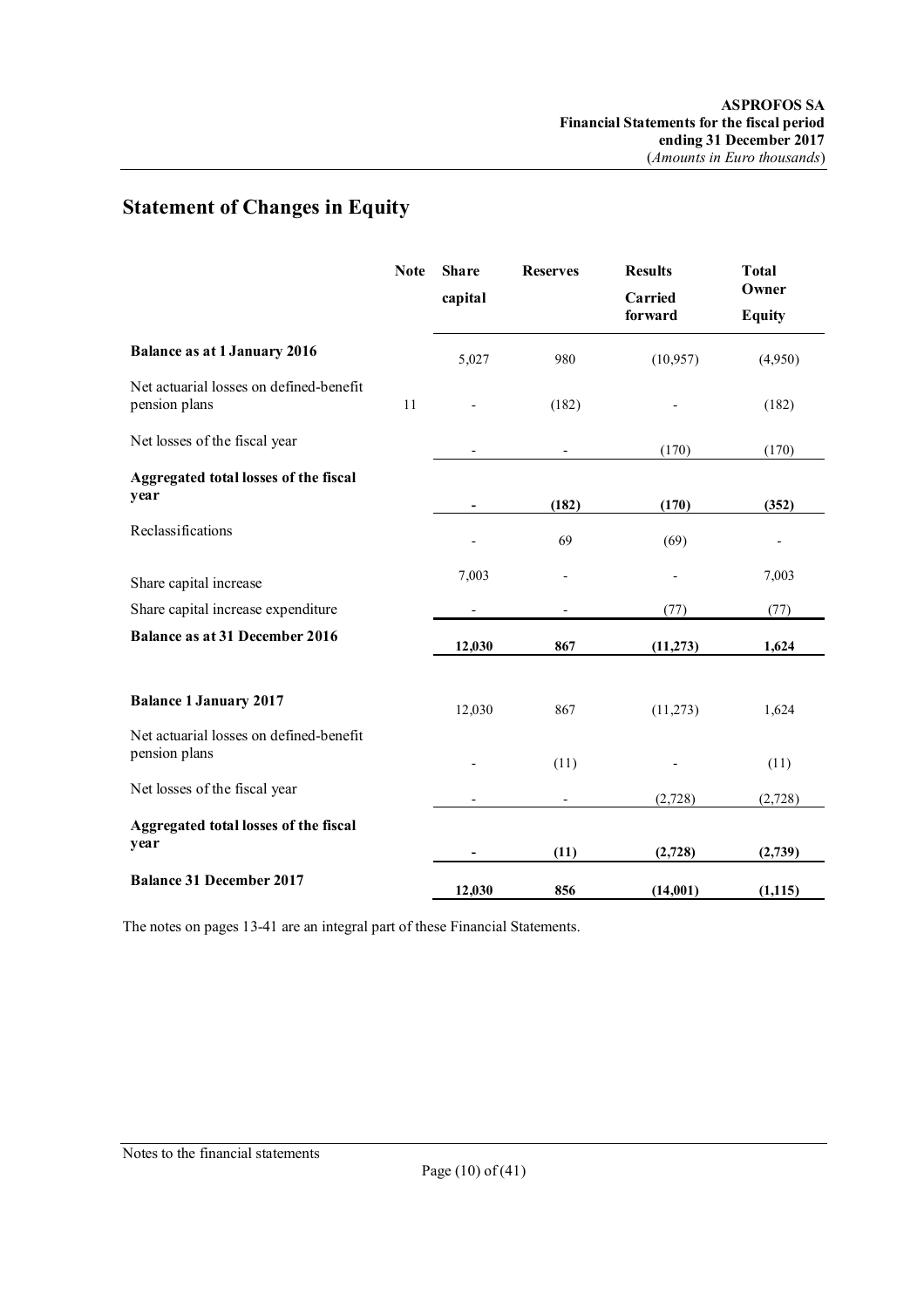## Statement of Changes in Equity

| | Note | Share capital | Reserves | Results Carried forward | Total Owner Equity |
|---|---|---|---|---|---|
| **Balance as at 1 January 2016** | | 5,027 | 980 | (10,957) | (4,950) |
| Net actuarial losses on defined-benefit pension plans | 11 | - | (182) | - | (182) |
| Net losses of the fiscal year | | - | - | (170) | (170) |
| **Aggregated total losses of the fiscal year** | | **-** | **(182)** | **(170)** | **(352)** |
| Reclassifications | | - | 69 | (69) | - |
| Share capital increase | | 7,003 | - | - | 7,003 |
| Share capital increase expenditure | | - | - | (77) | (77) |
| **Balance as at 31 December 2016** | | **12,030** | **867** | **(11,273)** | **1,624** |
| | | | | | |
| **Balance 1 January 2017** | | 12,030 | 867 | (11,273) | 1,624 |
| Net actuarial losses on defined-benefit pension plans | | - | (11) | - | (11) |
| Net losses of the fiscal year | | - | - | (2,728) | (2,728) |
| **Aggregated total losses of the fiscal year** | | **-** | **(11)** | **(2,728)** | **(2,739)** |
| **Balance 31 December 2017** | | **12,030** | **856** | **(14,001)** | **(1,115)** |

The notes on pages 13-41 are an integral part of these Financial Statements.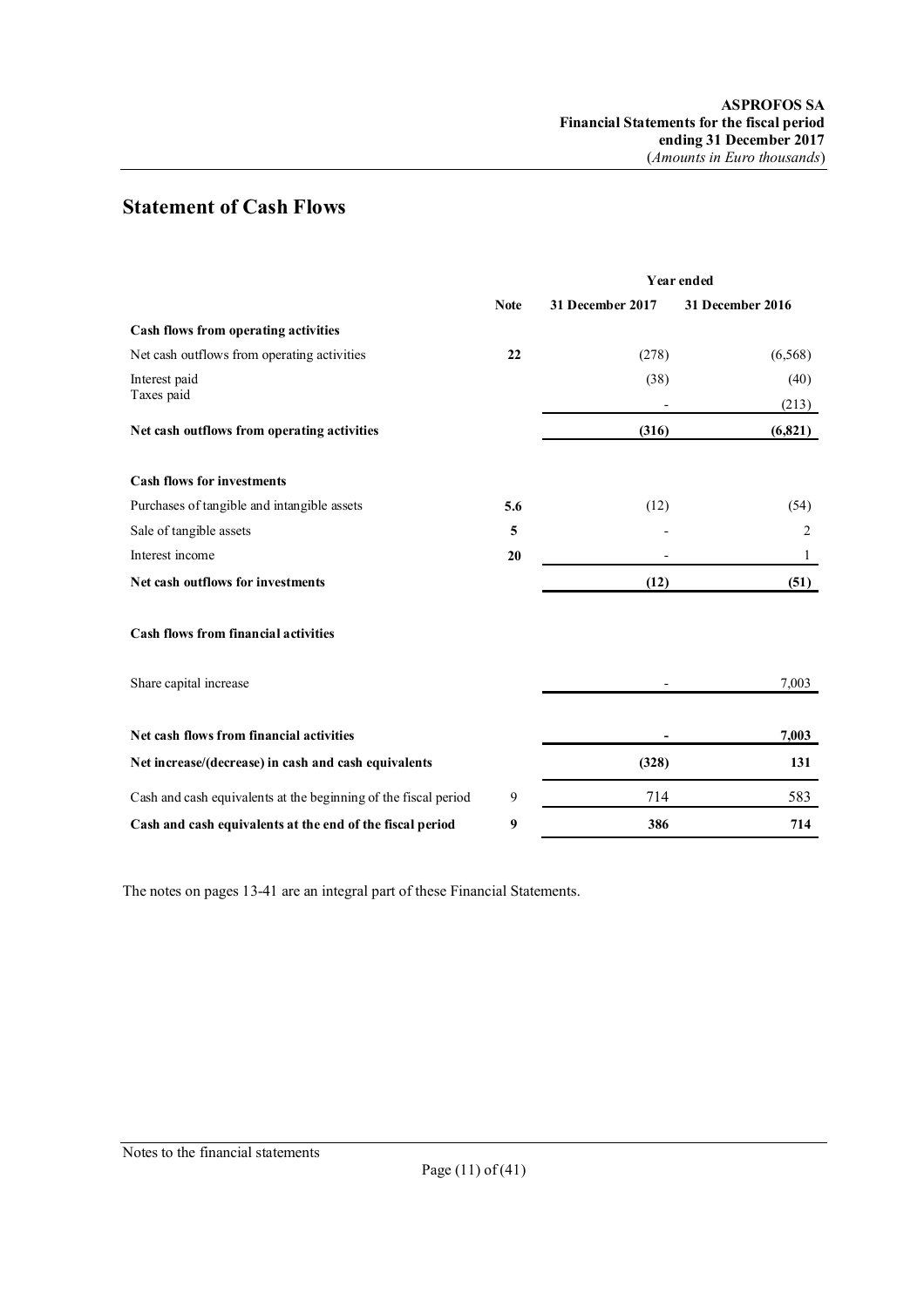## Statement of Cash Flows

| | Note | Year ended 31 December 2017 | Year ended 31 December 2016 |
|---|---|---|---|
| **Cash flows from operating activities** | | | |
| Net cash outflows from operating activities | **22** | (278) | (6,568) |
| Interest paid | | (38) | (40) |
| Taxes paid | | - | (213) |
| **Net cash outflows from operating activities** | | **(316)** | **(6,821)** |
| **Cash flows for investments** | | | |
| Purchases of tangible and intangible assets | **5.6** | (12) | (54) |
| Sale of tangible assets | **5** | - | 2 |
| Interest income | **20** | - | 1 |
| **Net cash outflows for investments** | | **(12)** | **(51)** |
| **Cash flows from financial activities** | | | |
| Share capital increase | | - | 7,003 |
| **Net cash flows from financial activities** | | **-** | **7,003** |
| **Net increase/(decrease) in cash and cash equivalents** | | **(328)** | **131** |
| Cash and cash equivalents at the beginning of the fiscal period | 9 | 714 | 583 |
| **Cash and cash equivalents at the end of the fiscal period** | **9** | **386** | **714** |

The notes on pages 13-41 are an integral part of these Financial Statements.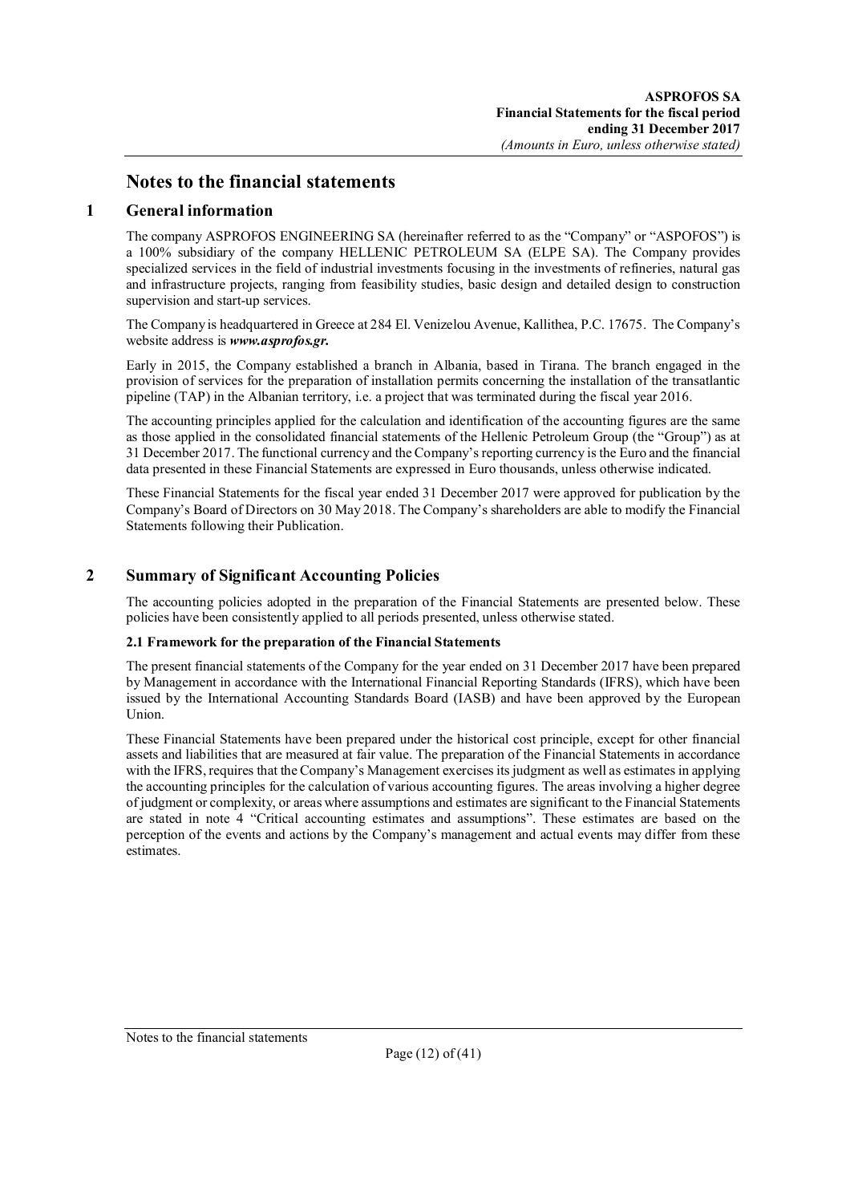# Notes to the financial statements

## 1 General information

The company ASPROFOS ENGINEERING SA (hereinafter referred to as the "Company" or "ASPOFOS") is a 100% subsidiary of the company HELLENIC PETROLEUM SA (ELPE SA). The Company provides specialized services in the field of industrial investments focusing in the investments of refineries, natural gas and infrastructure projects, ranging from feasibility studies, basic design and detailed design to construction supervision and start-up services.

The Company is headquartered in Greece at 284 El. Venizelou Avenue, Kallithea, P.C. 17675. The Company's website address is ***www.asprofos.gr.***

Early in 2015, the Company established a branch in Albania, based in Tirana. The branch engaged in the provision of services for the preparation of installation permits concerning the installation of the transatlantic pipeline (TAP) in the Albanian territory, i.e. a project that was terminated during the fiscal year 2016.

The accounting principles applied for the calculation and identification of the accounting figures are the same as those applied in the consolidated financial statements of the Hellenic Petroleum Group (the "Group") as at 31 December 2017. The functional currency and the Company's reporting currency is the Euro and the financial data presented in these Financial Statements are expressed in Euro thousands, unless otherwise indicated.

These Financial Statements for the fiscal year ended 31 December 2017 were approved for publication by the Company's Board of Directors on 30 May 2018. The Company's shareholders are able to modify the Financial Statements following their Publication.

## 2 Summary of Significant Accounting Policies

The accounting policies adopted in the preparation of the Financial Statements are presented below. These policies have been consistently applied to all periods presented, unless otherwise stated.

### 2.1 Framework for the preparation of the Financial Statements

The present financial statements of the Company for the year ended on 31 December 2017 have been prepared by Management in accordance with the International Financial Reporting Standards (IFRS), which have been issued by the International Accounting Standards Board (IASB) and have been approved by the European Union.

These Financial Statements have been prepared under the historical cost principle, except for other financial assets and liabilities that are measured at fair value. The preparation of the Financial Statements in accordance with the IFRS, requires that the Company's Management exercises its judgment as well as estimates in applying the accounting principles for the calculation of various accounting figures. The areas involving a higher degree of judgment or complexity, or areas where assumptions and estimates are significant to the Financial Statements are stated in note 4 "Critical accounting estimates and assumptions". These estimates are based on the perception of the events and actions by the Company's management and actual events may differ from these estimates.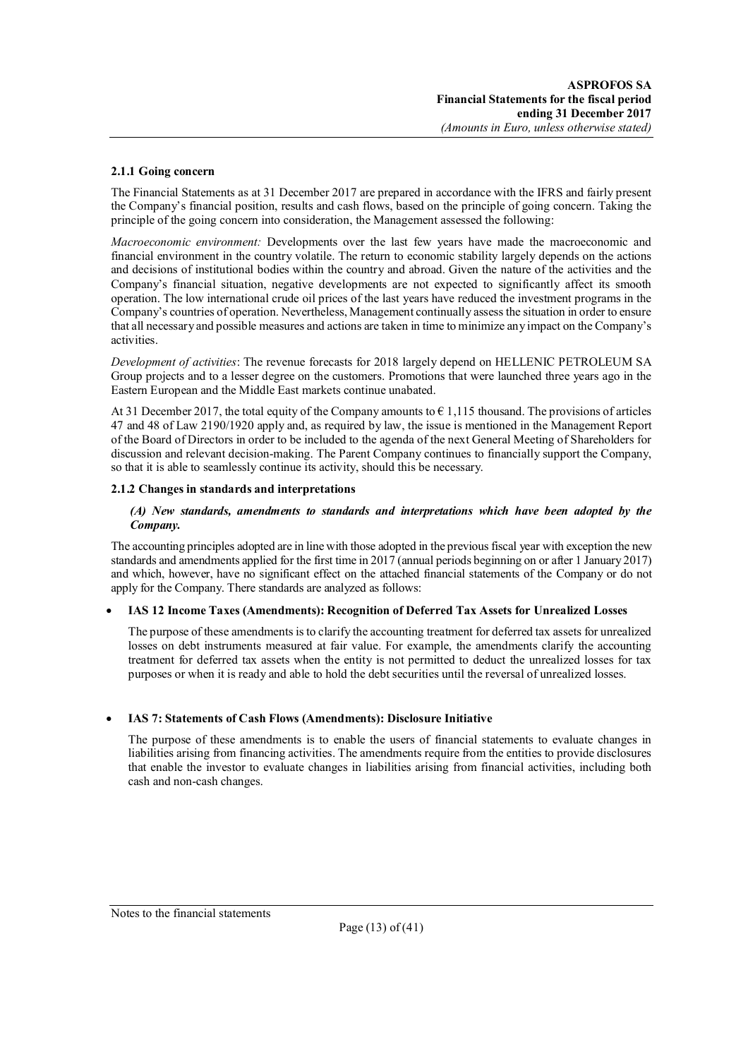### 2.1.1 Going concern

The Financial Statements as at 31 December 2017 are prepared in accordance with the IFRS and fairly present the Company's financial position, results and cash flows, based on the principle of going concern. Taking the principle of the going concern into consideration, the Management assessed the following:

*Macroeconomic environment:* Developments over the last few years have made the macroeconomic and financial environment in the country volatile. The return to economic stability largely depends on the actions and decisions of institutional bodies within the country and abroad. Given the nature of the activities and the Company's financial situation, negative developments are not expected to significantly affect its smooth operation. The low international crude oil prices of the last years have reduced the investment programs in the Company's countries of operation. Nevertheless, Management continually assess the situation in order to ensure that all necessary and possible measures and actions are taken in time to minimize any impact on the Company's activities.

*Development of activities*: The revenue forecasts for 2018 largely depend on HELLENIC PETROLEUM SA Group projects and to a lesser degree on the customers. Promotions that were launched three years ago in the Eastern European and the Middle East markets continue unabated.

At 31 December 2017, the total equity of the Company amounts to € 1,115 thousand. The provisions of articles 47 and 48 of Law 2190/1920 apply and, as required by law, the issue is mentioned in the Management Report of the Board of Directors in order to be included to the agenda of the next General Meeting of Shareholders for discussion and relevant decision-making. The Parent Company continues to financially support the Company, so that it is able to seamlessly continue its activity, should this be necessary.

### 2.1.2 Changes in standards and interpretations

***(A) New standards, amendments to standards and interpretations which have been adopted by the Company.***

The accounting principles adopted are in line with those adopted in the previous fiscal year with exception the new standards and amendments applied for the first time in 2017 (annual periods beginning on or after 1 January 2017) and which, however, have no significant effect on the attached financial statements of the Company or do not apply for the Company. There standards are analyzed as follows:

- **IAS 12 Income Taxes (Amendments): Recognition of Deferred Tax Assets for Unrealized Losses**

  The purpose of these amendments is to clarify the accounting treatment for deferred tax assets for unrealized losses on debt instruments measured at fair value. For example, the amendments clarify the accounting treatment for deferred tax assets when the entity is not permitted to deduct the unrealized losses for tax purposes or when it is ready and able to hold the debt securities until the reversal of unrealized losses.

- **IAS 7: Statements of Cash Flows (Amendments): Disclosure Initiative**

  The purpose of these amendments is to enable the users of financial statements to evaluate changes in liabilities arising from financing activities. The amendments require from the entities to provide disclosures that enable the investor to evaluate changes in liabilities arising from financial activities, including both cash and non-cash changes.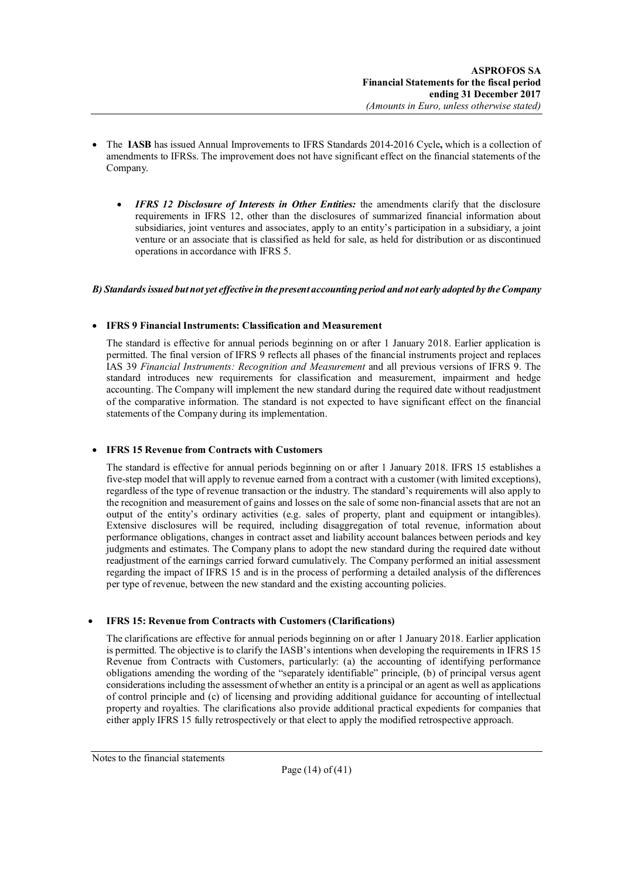- The **IASB** has issued Annual Improvements to IFRS Standards 2014-2016 Cycle**,** which is a collection of amendments to IFRSs. The improvement does not have significant effect on the financial statements of the Company.

    - ***IFRS 12 Disclosure of Interests in Other Entities:*** the amendments clarify that the disclosure requirements in IFRS 12, other than the disclosures of summarized financial information about subsidiaries, joint ventures and associates, apply to an entity's participation in a subsidiary, a joint venture or an associate that is classified as held for sale, as held for distribution or as discontinued operations in accordance with IFRS 5.

***B) Standards issued but not yet effective in the present accounting period and not early adopted by the Company***

- **IFRS 9 Financial Instruments: Classification and Measurement**

  The standard is effective for annual periods beginning on or after 1 January 2018. Earlier application is permitted. The final version of IFRS 9 reflects all phases of the financial instruments project and replaces IAS 39 *Financial Instruments: Recognition and Measurement* and all previous versions of IFRS 9. The standard introduces new requirements for classification and measurement, impairment and hedge accounting. The Company will implement the new standard during the required date without readjustment of the comparative information. The standard is not expected to have significant effect on the financial statements of the Company during its implementation.

- **IFRS 15 Revenue from Contracts with Customers**

  The standard is effective for annual periods beginning on or after 1 January 2018. IFRS 15 establishes a five-step model that will apply to revenue earned from a contract with a customer (with limited exceptions), regardless of the type of revenue transaction or the industry. The standard's requirements will also apply to the recognition and measurement of gains and losses on the sale of some non-financial assets that are not an output of the entity's ordinary activities (e.g. sales of property, plant and equipment or intangibles). Extensive disclosures will be required, including disaggregation of total revenue, information about performance obligations, changes in contract asset and liability account balances between periods and key judgments and estimates. The Company plans to adopt the new standard during the required date without readjustment of the earnings carried forward cumulatively. The Company performed an initial assessment regarding the impact of IFRS 15 and is in the process of performing a detailed analysis of the differences per type of revenue, between the new standard and the existing accounting policies.

- **IFRS 15: Revenue from Contracts with Customers (Clarifications)**

  The clarifications are effective for annual periods beginning on or after 1 January 2018. Earlier application is permitted. The objective is to clarify the IASB's intentions when developing the requirements in IFRS 15 Revenue from Contracts with Customers, particularly: (a) the accounting of identifying performance obligations amending the wording of the "separately identifiable" principle, (b) of principal versus agent considerations including the assessment of whether an entity is a principal or an agent as well as applications of control principle and (c) of licensing and providing additional guidance for accounting of intellectual property and royalties. The clarifications also provide additional practical expedients for companies that either apply IFRS 15 fully retrospectively or that elect to apply the modified retrospective approach.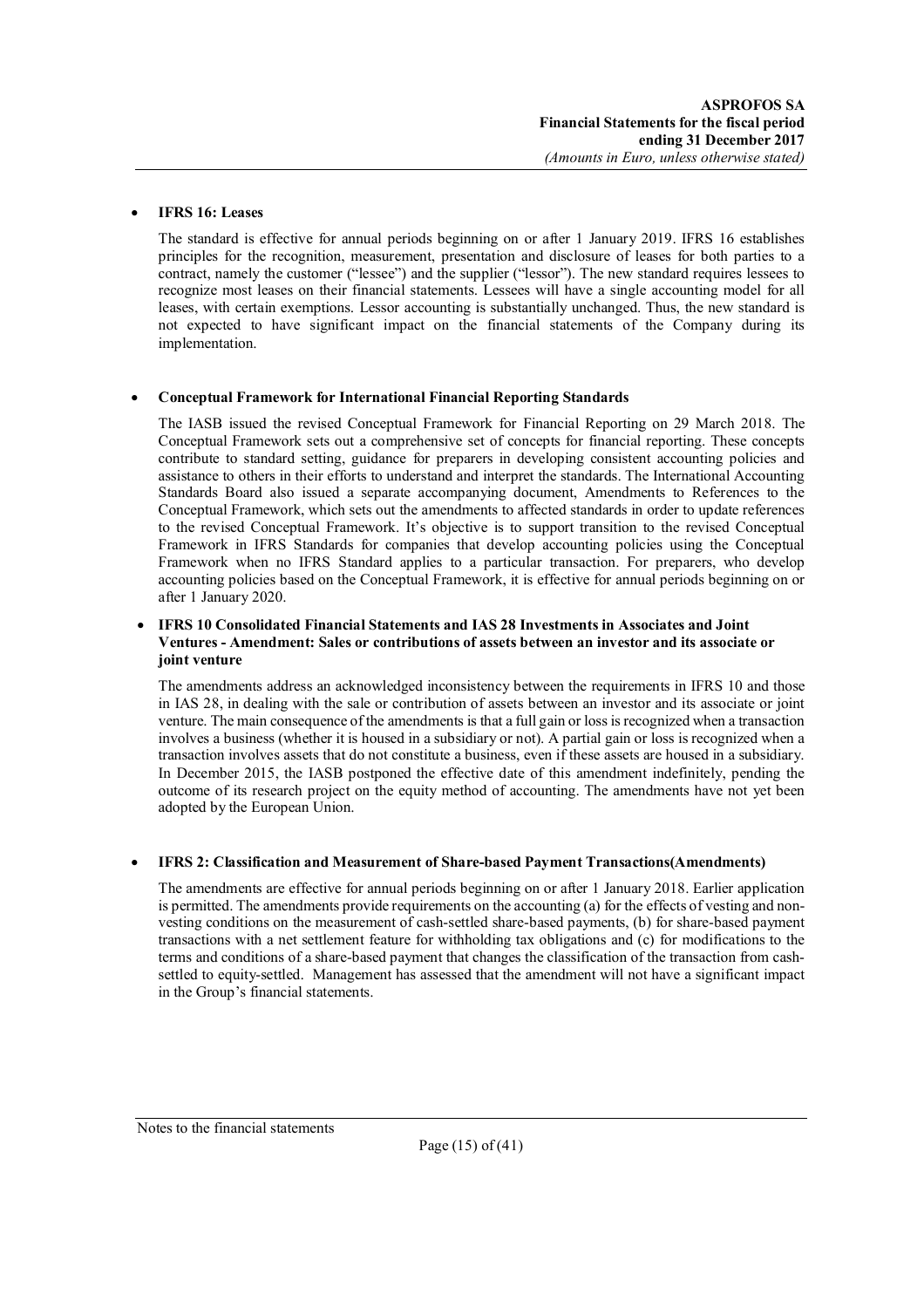- **IFRS 16: Leases**

  The standard is effective for annual periods beginning on or after 1 January 2019. IFRS 16 establishes principles for the recognition, measurement, presentation and disclosure of leases for both parties to a contract, namely the customer ("lessee") and the supplier ("lessor"). The new standard requires lessees to recognize most leases on their financial statements. Lessees will have a single accounting model for all leases, with certain exemptions. Lessor accounting is substantially unchanged. Thus, the new standard is not expected to have significant impact on the financial statements of the Company during its implementation.

- **Conceptual Framework for International Financial Reporting Standards**

  The IASB issued the revised Conceptual Framework for Financial Reporting on 29 March 2018. The Conceptual Framework sets out a comprehensive set of concepts for financial reporting. These concepts contribute to standard setting, guidance for preparers in developing consistent accounting policies and assistance to others in their efforts to understand and interpret the standards. The International Accounting Standards Board also issued a separate accompanying document, Amendments to References to the Conceptual Framework, which sets out the amendments to affected standards in order to update references to the revised Conceptual Framework. It's objective is to support transition to the revised Conceptual Framework in IFRS Standards for companies that develop accounting policies using the Conceptual Framework when no IFRS Standard applies to a particular transaction. For preparers, who develop accounting policies based on the Conceptual Framework, it is effective for annual periods beginning on or after 1 January 2020.

- **IFRS 10 Consolidated Financial Statements and IAS 28 Investments in Associates and Joint Ventures - Amendment: Sales or contributions of assets between an investor and its associate or joint venture**

  The amendments address an acknowledged inconsistency between the requirements in IFRS 10 and those in IAS 28, in dealing with the sale or contribution of assets between an investor and its associate or joint venture. The main consequence of the amendments is that a full gain or loss is recognized when a transaction involves a business (whether it is housed in a subsidiary or not). A partial gain or loss is recognized when a transaction involves assets that do not constitute a business, even if these assets are housed in a subsidiary. In December 2015, the IASB postponed the effective date of this amendment indefinitely, pending the outcome of its research project on the equity method of accounting. The amendments have not yet been adopted by the European Union.

- **IFRS 2: Classification and Measurement of Share-based Payment Transactions(Amendments)**

  The amendments are effective for annual periods beginning on or after 1 January 2018. Earlier application is permitted. The amendments provide requirements on the accounting (a) for the effects of vesting and non-vesting conditions on the measurement of cash-settled share-based payments, (b) for share-based payment transactions with a net settlement feature for withholding tax obligations and (c) for modifications to the terms and conditions of a share-based payment that changes the classification of the transaction from cash-settled to equity-settled. Management has assessed that the amendment will not have a significant impact in the Group's financial statements.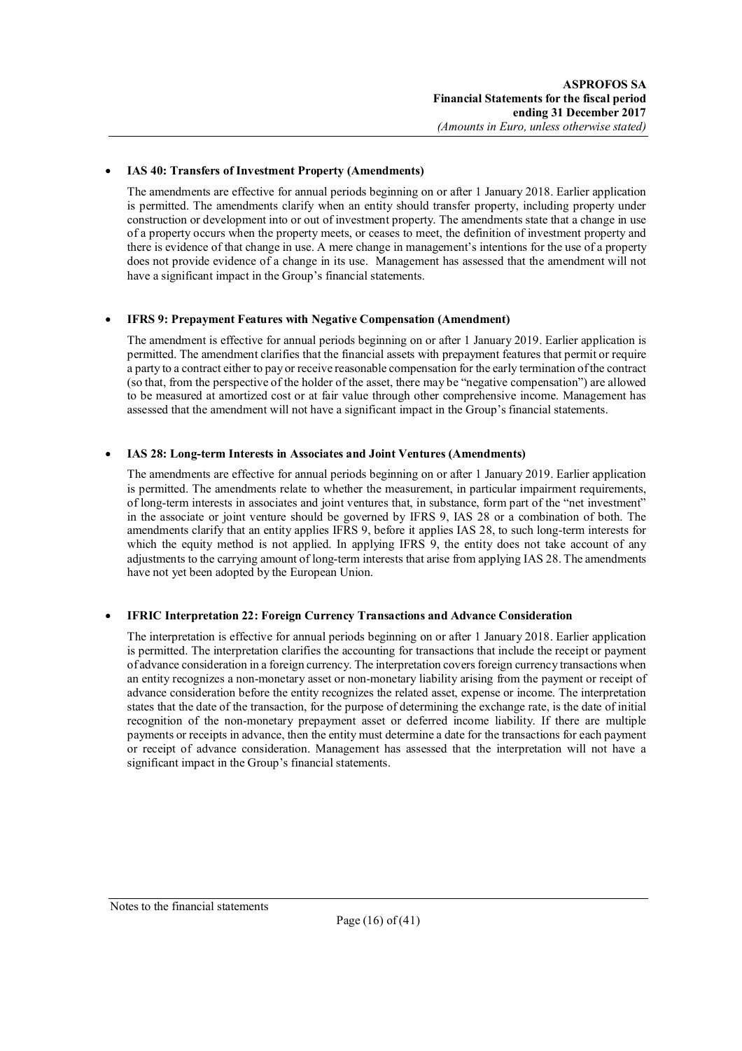- **IAS 40: Transfers of Investment Property (Amendments)**

  The amendments are effective for annual periods beginning on or after 1 January 2018. Earlier application is permitted. The amendments clarify when an entity should transfer property, including property under construction or development into or out of investment property. The amendments state that a change in use of a property occurs when the property meets, or ceases to meet, the definition of investment property and there is evidence of that change in use. A mere change in management's intentions for the use of a property does not provide evidence of a change in its use. Management has assessed that the amendment will not have a significant impact in the Group's financial statements.

- **IFRS 9: Prepayment Features with Negative Compensation (Amendment)**

  The amendment is effective for annual periods beginning on or after 1 January 2019. Earlier application is permitted. The amendment clarifies that the financial assets with prepayment features that permit or require a party to a contract either to pay or receive reasonable compensation for the early termination of the contract (so that, from the perspective of the holder of the asset, there may be "negative compensation") are allowed to be measured at amortized cost or at fair value through other comprehensive income. Management has assessed that the amendment will not have a significant impact in the Group's financial statements.

- **IAS 28: Long-term Interests in Associates and Joint Ventures (Amendments)**

  The amendments are effective for annual periods beginning on or after 1 January 2019. Earlier application is permitted. The amendments relate to whether the measurement, in particular impairment requirements, of long-term interests in associates and joint ventures that, in substance, form part of the "net investment" in the associate or joint venture should be governed by IFRS 9, IAS 28 or a combination of both. The amendments clarify that an entity applies IFRS 9, before it applies IAS 28, to such long-term interests for which the equity method is not applied. In applying IFRS 9, the entity does not take account of any adjustments to the carrying amount of long-term interests that arise from applying IAS 28. The amendments have not yet been adopted by the European Union.

- **IFRIC Interpretation 22: Foreign Currency Transactions and Advance Consideration**

  The interpretation is effective for annual periods beginning on or after 1 January 2018. Earlier application is permitted. The interpretation clarifies the accounting for transactions that include the receipt or payment of advance consideration in a foreign currency. The interpretation covers foreign currency transactions when an entity recognizes a non-monetary asset or non-monetary liability arising from the payment or receipt of advance consideration before the entity recognizes the related asset, expense or income. The interpretation states that the date of the transaction, for the purpose of determining the exchange rate, is the date of initial recognition of the non-monetary prepayment asset or deferred income liability. If there are multiple payments or receipts in advance, then the entity must determine a date for the transactions for each payment or receipt of advance consideration. Management has assessed that the interpretation will not have a significant impact in the Group's financial statements.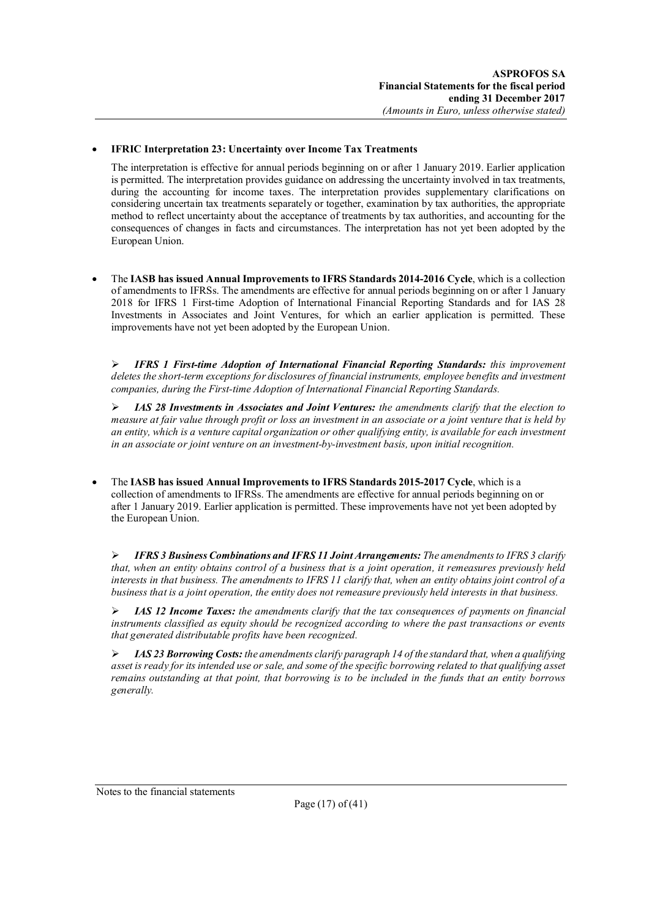- **IFRIC Interpretation 23: Uncertainty over Income Tax Treatments**

  The interpretation is effective for annual periods beginning on or after 1 January 2019. Earlier application is permitted. The interpretation provides guidance on addressing the uncertainty involved in tax treatments, during the accounting for income taxes. The interpretation provides supplementary clarifications on considering uncertain tax treatments separately or together, examination by tax authorities, the appropriate method to reflect uncertainty about the acceptance of treatments by tax authorities, and accounting for the consequences of changes in facts and circumstances. The interpretation has not yet been adopted by the European Union.

- The **IASB has issued Annual Improvements to IFRS Standards 2014-2016 Cycle**, which is a collection of amendments to IFRSs. The amendments are effective for annual periods beginning on or after 1 January 2018 for IFRS 1 First-time Adoption of International Financial Reporting Standards and for IAS 28 Investments in Associates and Joint Ventures, for which an earlier application is permitted. These improvements have not yet been adopted by the European Union.

  ➢ ***IFRS 1 First-time Adoption of International Financial Reporting Standards:*** *this improvement deletes the short-term exceptions for disclosures of financial instruments, employee benefits and investment companies, during the First-time Adoption of International Financial Reporting Standards.*

  ➢ ***IAS 28 Investments in Associates and Joint Ventures:*** *the amendments clarify that the election to measure at fair value through profit or loss an investment in an associate or a joint venture that is held by an entity, which is a venture capital organization or other qualifying entity, is available for each investment in an associate or joint venture on an investment-by-investment basis, upon initial recognition.*

- The **IASB has issued Annual Improvements to IFRS Standards 2015-2017 Cycle**, which is a collection of amendments to IFRSs. The amendments are effective for annual periods beginning on or after 1 January 2019. Earlier application is permitted. These improvements have not yet been adopted by the European Union.

  ➢ ***IFRS 3 Business Combinations and IFRS 11 Joint Arrangements:*** *The amendments to IFRS 3 clarify that, when an entity obtains control of a business that is a joint operation, it remeasures previously held interests in that business. The amendments to IFRS 11 clarify that, when an entity obtains joint control of a business that is a joint operation, the entity does not remeasure previously held interests in that business.*

  ➢ ***IAS 12 Income Taxes:*** *the amendments clarify that the tax consequences of payments on financial instruments classified as equity should be recognized according to where the past transactions or events that generated distributable profits have been recognized.*

  ➢ ***IAS 23 Borrowing Costs:*** *the amendments clarify paragraph 14 of the standard that, when a qualifying asset is ready for its intended use or sale, and some of the specific borrowing related to that qualifying asset remains outstanding at that point, that borrowing is to be included in the funds that an entity borrows generally.*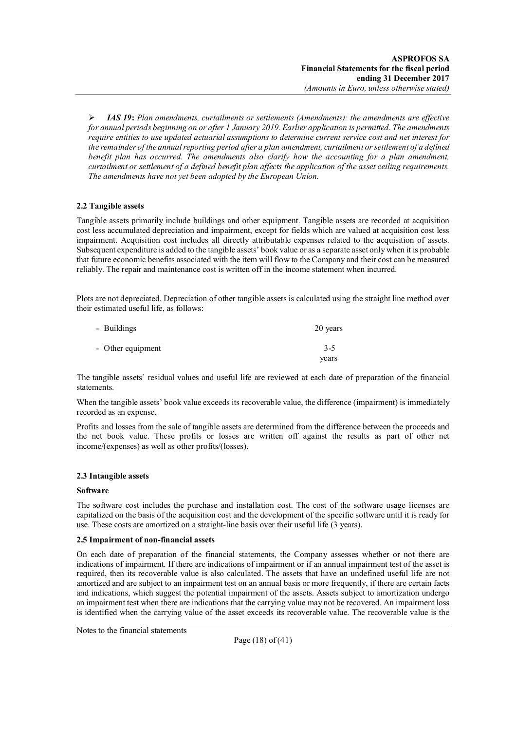- ***IAS 19***: *Plan amendments, curtailments or settlements (Amendments): the amendments are effective for annual periods beginning on or after 1 January 2019. Earlier application is permitted. The amendments require entities to use updated actuarial assumptions to determine current service cost and net interest for the remainder of the annual reporting period after a plan amendment, curtailment or settlement of a defined benefit plan has occurred. The amendments also clarify how the accounting for a plan amendment, curtailment or settlement of a defined benefit plan affects the application of the asset ceiling requirements. The amendments have not yet been adopted by the European Union.*

### 2.2 Tangible assets

Tangible assets primarily include buildings and other equipment. Tangible assets are recorded at acquisition cost less accumulated depreciation and impairment, except for fields which are valued at acquisition cost less impairment. Acquisition cost includes all directly attributable expenses related to the acquisition of assets. Subsequent expenditure is added to the tangible assets' book value or as a separate asset only when it is probable that future economic benefits associated with the item will flow to the Company and their cost can be measured reliably. The repair and maintenance cost is written off in the income statement when incurred.

Plots are not depreciated. Depreciation of other tangible assets is calculated using the straight line method over their estimated useful life, as follows:

| | |
|---|---|
| - Buildings | 20 years |
| - Other equipment | 3-5 years |

The tangible assets' residual values and useful life are reviewed at each date of preparation of the financial statements.

When the tangible assets' book value exceeds its recoverable value, the difference (impairment) is immediately recorded as an expense.

Profits and losses from the sale of tangible assets are determined from the difference between the proceeds and the net book value. These profits or losses are written off against the results as part of other net income/(expenses) as well as other profits/(losses).

### 2.3 Intangible assets

**Software**

The software cost includes the purchase and installation cost. The cost of the software usage licenses are capitalized on the basis of the acquisition cost and the development of the specific software until it is ready for use. These costs are amortized on a straight-line basis over their useful life (3 years).

### 2.5 Impairment of non-financial assets

On each date of preparation of the financial statements, the Company assesses whether or not there are indications of impairment. If there are indications of impairment or if an annual impairment test of the asset is required, then its recoverable value is also calculated. The assets that have an undefined useful life are not amortized and are subject to an impairment test on an annual basis or more frequently, if there are certain facts and indications, which suggest the potential impairment of the assets. Assets subject to amortization undergo an impairment test when there are indications that the carrying value may not be recovered. An impairment loss is identified when the carrying value of the asset exceeds its recoverable value. The recoverable value is the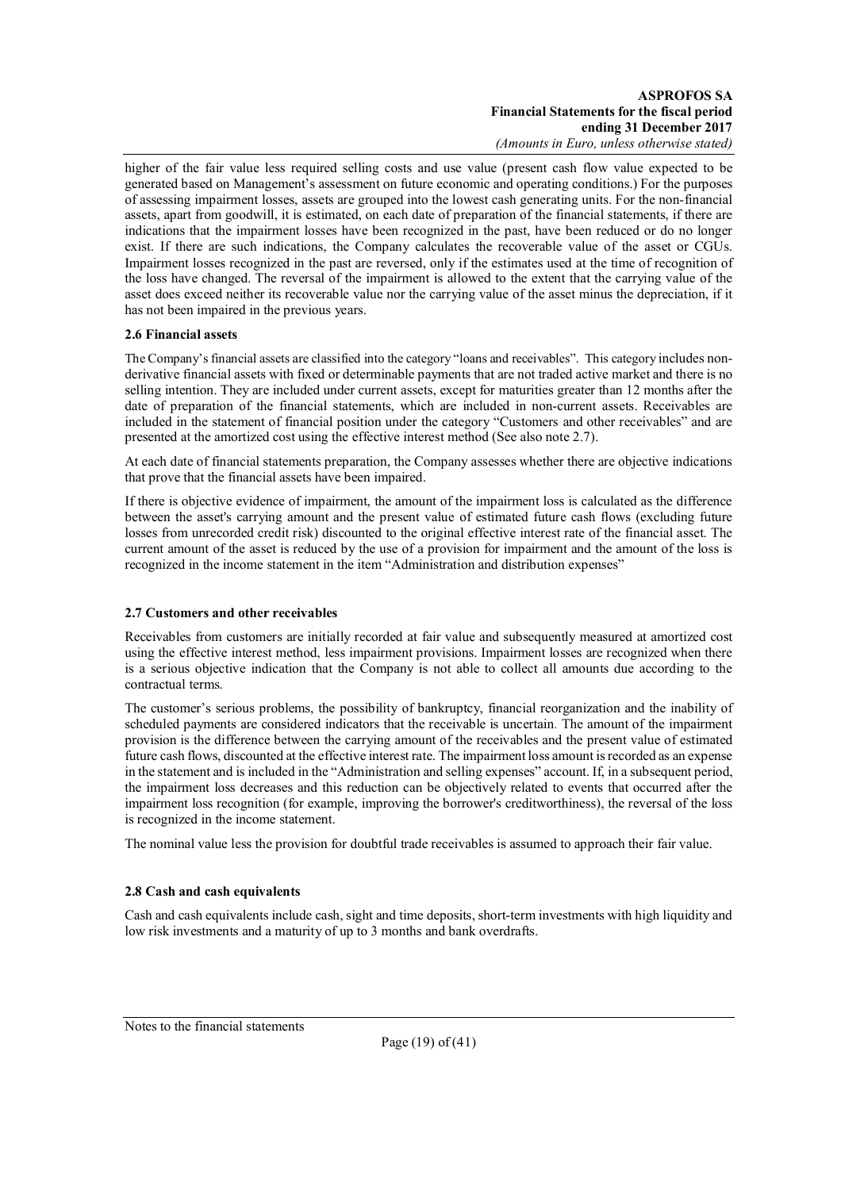higher of the fair value less required selling costs and use value (present cash flow value expected to be generated based on Management's assessment on future economic and operating conditions.) For the purposes of assessing impairment losses, assets are grouped into the lowest cash generating units. For the non-financial assets, apart from goodwill, it is estimated, on each date of preparation of the financial statements, if there are indications that the impairment losses have been recognized in the past, have been reduced or do no longer exist. If there are such indications, the Company calculates the recoverable value of the asset or CGUs. Impairment losses recognized in the past are reversed, only if the estimates used at the time of recognition of the loss have changed. The reversal of the impairment is allowed to the extent that the carrying value of the asset does exceed neither its recoverable value nor the carrying value of the asset minus the depreciation, if it has not been impaired in the previous years.

### 2.6 Financial assets

The Company's financial assets are classified into the category "loans and receivables". This category includes non-derivative financial assets with fixed or determinable payments that are not traded active market and there is no selling intention. They are included under current assets, except for maturities greater than 12 months after the date of preparation of the financial statements, which are included in non-current assets. Receivables are included in the statement of financial position under the category "Customers and other receivables" and are presented at the amortized cost using the effective interest method (See also note 2.7).

At each date of financial statements preparation, the Company assesses whether there are objective indications that prove that the financial assets have been impaired.

If there is objective evidence of impairment, the amount of the impairment loss is calculated as the difference between the asset's carrying amount and the present value of estimated future cash flows (excluding future losses from unrecorded credit risk) discounted to the original effective interest rate of the financial asset. The current amount of the asset is reduced by the use of a provision for impairment and the amount of the loss is recognized in the income statement in the item "Administration and distribution expenses"

### 2.7 Customers and other receivables

Receivables from customers are initially recorded at fair value and subsequently measured at amortized cost using the effective interest method, less impairment provisions. Impairment losses are recognized when there is a serious objective indication that the Company is not able to collect all amounts due according to the contractual terms.

The customer's serious problems, the possibility of bankruptcy, financial reorganization and the inability of scheduled payments are considered indicators that the receivable is uncertain. The amount of the impairment provision is the difference between the carrying amount of the receivables and the present value of estimated future cash flows, discounted at the effective interest rate. The impairment loss amount is recorded as an expense in the statement and is included in the "Administration and selling expenses" account. If, in a subsequent period, the impairment loss decreases and this reduction can be objectively related to events that occurred after the impairment loss recognition (for example, improving the borrower's creditworthiness), the reversal of the loss is recognized in the income statement.

The nominal value less the provision for doubtful trade receivables is assumed to approach their fair value.

### 2.8 Cash and cash equivalents

Cash and cash equivalents include cash, sight and time deposits, short-term investments with high liquidity and low risk investments and a maturity of up to 3 months and bank overdrafts.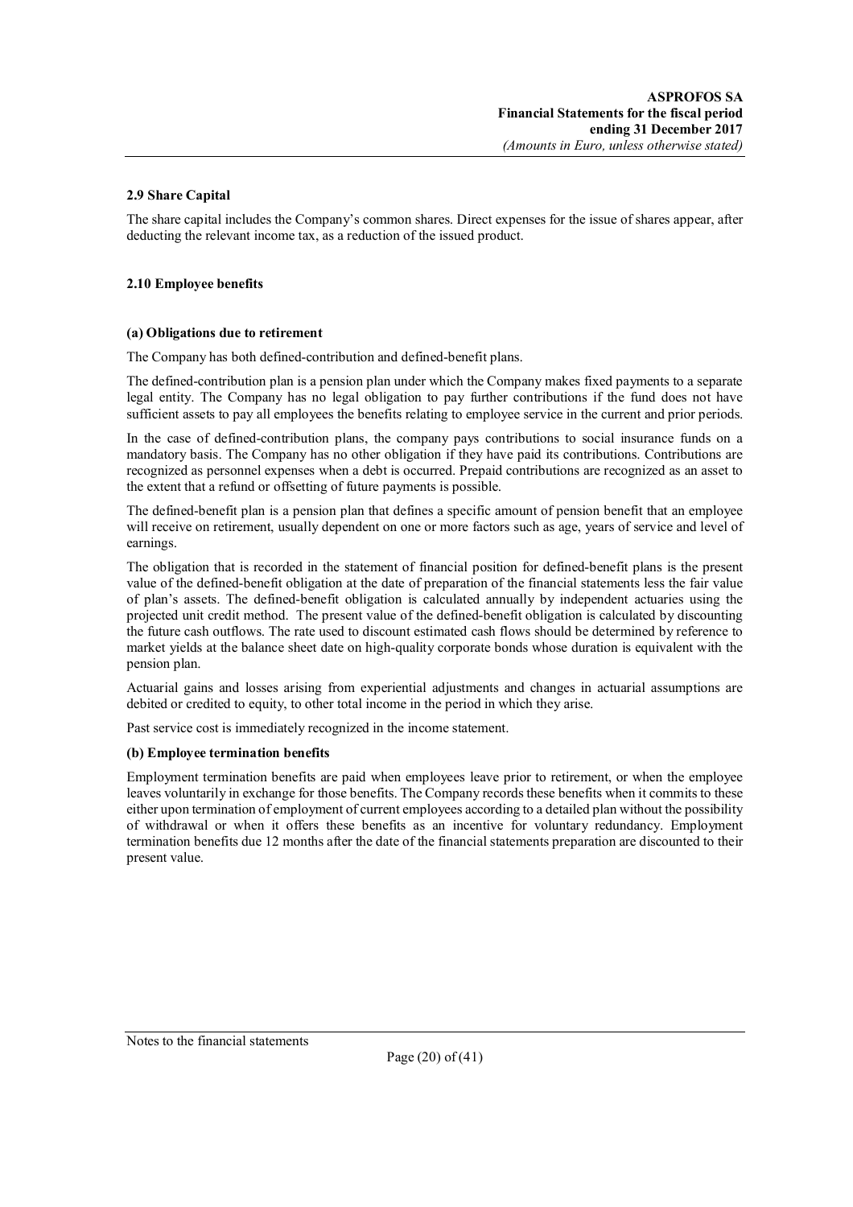### 2.9 Share Capital

The share capital includes the Company's common shares. Direct expenses for the issue of shares appear, after deducting the relevant income tax, as a reduction of the issued product.

### 2.10 Employee benefits

**(a) Obligations due to retirement**

The Company has both defined-contribution and defined-benefit plans.

The defined-contribution plan is a pension plan under which the Company makes fixed payments to a separate legal entity. The Company has no legal obligation to pay further contributions if the fund does not have sufficient assets to pay all employees the benefits relating to employee service in the current and prior periods.

In the case of defined-contribution plans, the company pays contributions to social insurance funds on a mandatory basis. The Company has no other obligation if they have paid its contributions. Contributions are recognized as personnel expenses when a debt is occurred. Prepaid contributions are recognized as an asset to the extent that a refund or offsetting of future payments is possible.

The defined-benefit plan is a pension plan that defines a specific amount of pension benefit that an employee will receive on retirement, usually dependent on one or more factors such as age, years of service and level of earnings.

The obligation that is recorded in the statement of financial position for defined-benefit plans is the present value of the defined-benefit obligation at the date of preparation of the financial statements less the fair value of plan's assets. The defined-benefit obligation is calculated annually by independent actuaries using the projected unit credit method. The present value of the defined-benefit obligation is calculated by discounting the future cash outflows. The rate used to discount estimated cash flows should be determined by reference to market yields at the balance sheet date on high-quality corporate bonds whose duration is equivalent with the pension plan.

Actuarial gains and losses arising from experiential adjustments and changes in actuarial assumptions are debited or credited to equity, to other total income in the period in which they arise.

Past service cost is immediately recognized in the income statement.

**(b) Employee termination benefits**

Employment termination benefits are paid when employees leave prior to retirement, or when the employee leaves voluntarily in exchange for those benefits. The Company records these benefits when it commits to these either upon termination of employment of current employees according to a detailed plan without the possibility of withdrawal or when it offers these benefits as an incentive for voluntary redundancy. Employment termination benefits due 12 months after the date of the financial statements preparation are discounted to their present value.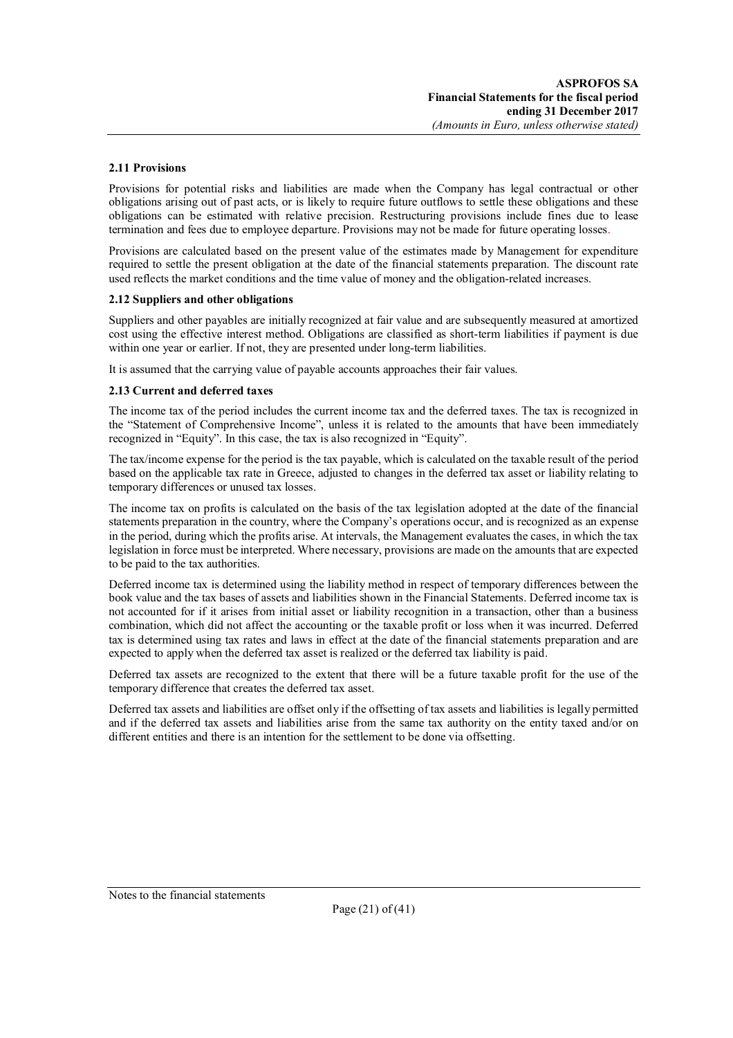### 2.11 Provisions

Provisions for potential risks and liabilities are made when the Company has legal contractual or other obligations arising out of past acts, or is likely to require future outflows to settle these obligations and these obligations can be estimated with relative precision. Restructuring provisions include fines due to lease termination and fees due to employee departure. Provisions may not be made for future operating losses.

Provisions are calculated based on the present value of the estimates made by Management for expenditure required to settle the present obligation at the date of the financial statements preparation. The discount rate used reflects the market conditions and the time value of money and the obligation-related increases.

### 2.12 Suppliers and other obligations

Suppliers and other payables are initially recognized at fair value and are subsequently measured at amortized cost using the effective interest method. Obligations are classified as short-term liabilities if payment is due within one year or earlier. If not, they are presented under long-term liabilities.

It is assumed that the carrying value of payable accounts approaches their fair values.

### 2.13 Current and deferred taxes

The income tax of the period includes the current income tax and the deferred taxes. The tax is recognized in the "Statement of Comprehensive Income", unless it is related to the amounts that have been immediately recognized in "Equity". In this case, the tax is also recognized in "Equity".

The tax/income expense for the period is the tax payable, which is calculated on the taxable result of the period based on the applicable tax rate in Greece, adjusted to changes in the deferred tax asset or liability relating to temporary differences or unused tax losses.

The income tax on profits is calculated on the basis of the tax legislation adopted at the date of the financial statements preparation in the country, where the Company's operations occur, and is recognized as an expense in the period, during which the profits arise. At intervals, the Management evaluates the cases, in which the tax legislation in force must be interpreted. Where necessary, provisions are made on the amounts that are expected to be paid to the tax authorities.

Deferred income tax is determined using the liability method in respect of temporary differences between the book value and the tax bases of assets and liabilities shown in the Financial Statements. Deferred income tax is not accounted for if it arises from initial asset or liability recognition in a transaction, other than a business combination, which did not affect the accounting or the taxable profit or loss when it was incurred. Deferred tax is determined using tax rates and laws in effect at the date of the financial statements preparation and are expected to apply when the deferred tax asset is realized or the deferred tax liability is paid.

Deferred tax assets are recognized to the extent that there will be a future taxable profit for the use of the temporary difference that creates the deferred tax asset.

Deferred tax assets and liabilities are offset only if the offsetting of tax assets and liabilities is legally permitted and if the deferred tax assets and liabilities arise from the same tax authority on the entity taxed and/or on different entities and there is an intention for the settlement to be done via offsetting.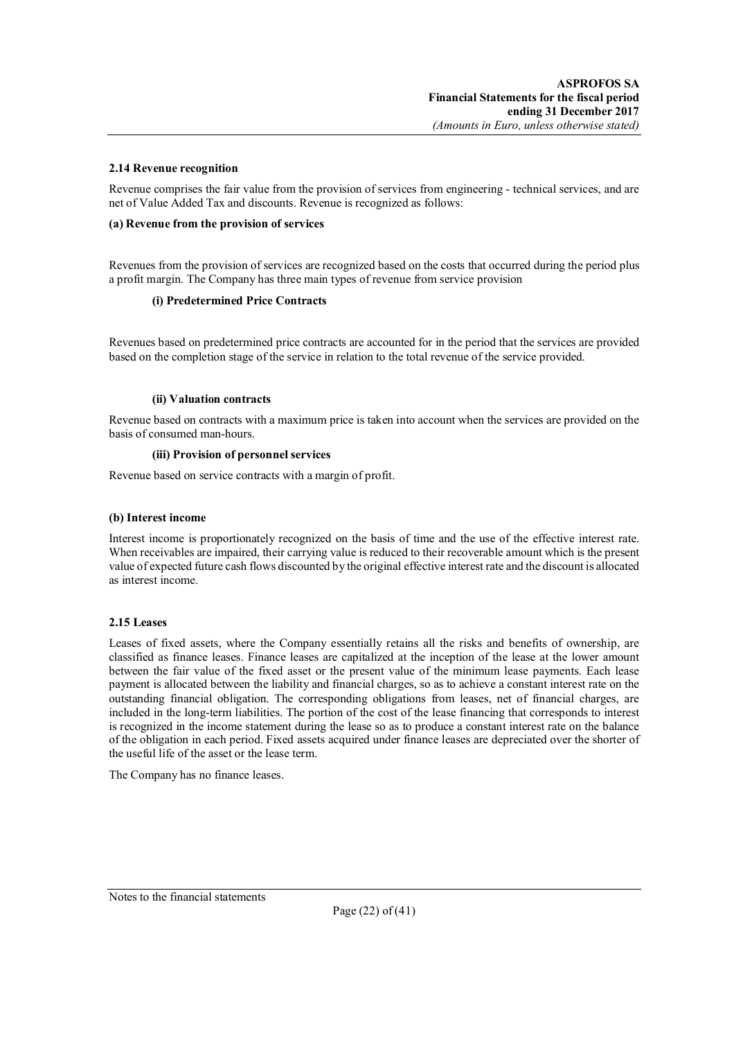### 2.14 Revenue recognition

Revenue comprises the fair value from the provision of services from engineering - technical services, and are net of Value Added Tax and discounts. Revenue is recognized as follows:

**(a) Revenue from the provision of services**

Revenues from the provision of services are recognized based on the costs that occurred during the period plus a profit margin. The Company has three main types of revenue from service provision

**(i) Predetermined Price Contracts**

Revenues based on predetermined price contracts are accounted for in the period that the services are provided based on the completion stage of the service in relation to the total revenue of the service provided.

**(ii) Valuation contracts**

Revenue based on contracts with a maximum price is taken into account when the services are provided on the basis of consumed man-hours.

**(iii) Provision of personnel services**

Revenue based on service contracts with a margin of profit.

**(b) Interest income**

Interest income is proportionately recognized on the basis of time and the use of the effective interest rate. When receivables are impaired, their carrying value is reduced to their recoverable amount which is the present value of expected future cash flows discounted by the original effective interest rate and the discount is allocated as interest income.

### 2.15 Leases

Leases of fixed assets, where the Company essentially retains all the risks and benefits of ownership, are classified as finance leases. Finance leases are capitalized at the inception of the lease at the lower amount between the fair value of the fixed asset or the present value of the minimum lease payments. Each lease payment is allocated between the liability and financial charges, so as to achieve a constant interest rate on the outstanding financial obligation. The corresponding obligations from leases, net of financial charges, are included in the long-term liabilities. The portion of the cost of the lease financing that corresponds to interest is recognized in the income statement during the lease so as to produce a constant interest rate on the balance of the obligation in each period. Fixed assets acquired under finance leases are depreciated over the shorter of the useful life of the asset or the lease term.

The Company has no finance leases.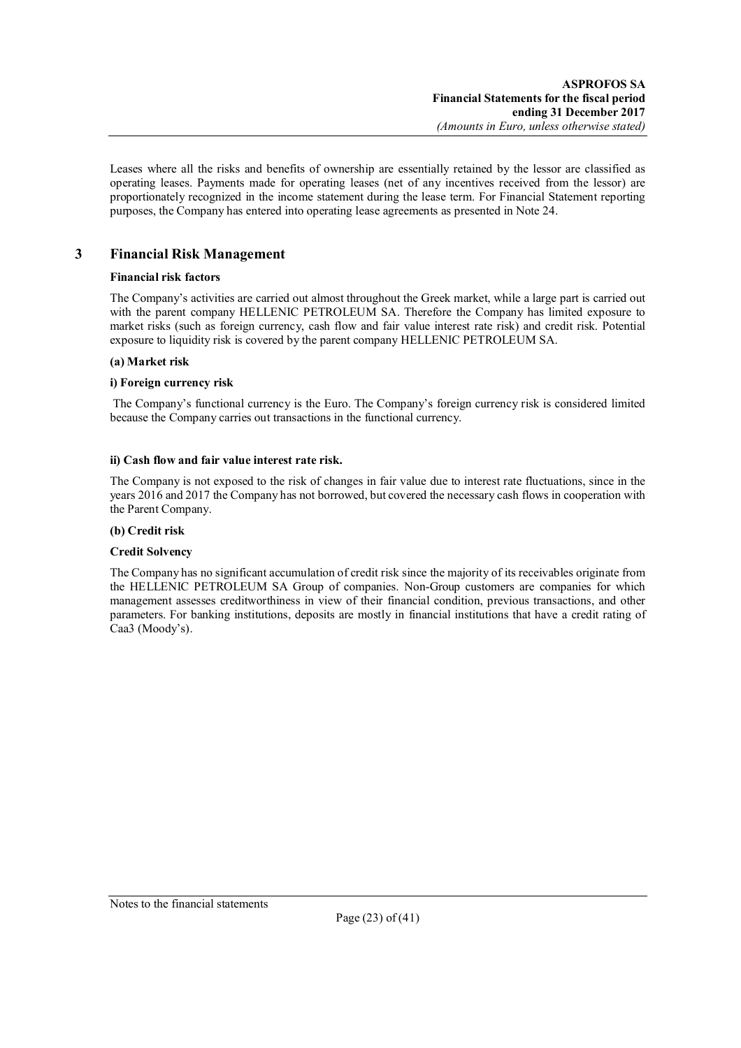Leases where all the risks and benefits of ownership are essentially retained by the lessor are classified as operating leases. Payments made for operating leases (net of any incentives received from the lessor) are proportionately recognized in the income statement during the lease term. For Financial Statement reporting purposes, the Company has entered into operating lease agreements as presented in Note 24.

## 3 Financial Risk Management

**Financial risk factors**

The Company's activities are carried out almost throughout the Greek market, while a large part is carried out with the parent company HELLENIC PETROLEUM SA. Therefore the Company has limited exposure to market risks (such as foreign currency, cash flow and fair value interest rate risk) and credit risk. Potential exposure to liquidity risk is covered by the parent company HELLENIC PETROLEUM SA.

**(a) Market risk**

**i) Foreign currency risk**

The Company's functional currency is the Euro. The Company's foreign currency risk is considered limited because the Company carries out transactions in the functional currency.

**ii) Cash flow and fair value interest rate risk.**

The Company is not exposed to the risk of changes in fair value due to interest rate fluctuations, since in the years 2016 and 2017 the Company has not borrowed, but covered the necessary cash flows in cooperation with the Parent Company.

**(b) Credit risk**

**Credit Solvency**

The Company has no significant accumulation of credit risk since the majority of its receivables originate from the HELLENIC PETROLEUM SA Group of companies. Non-Group customers are companies for which management assesses creditworthiness in view of their financial condition, previous transactions, and other parameters. For banking institutions, deposits are mostly in financial institutions that have a credit rating of Caa3 (Moody's).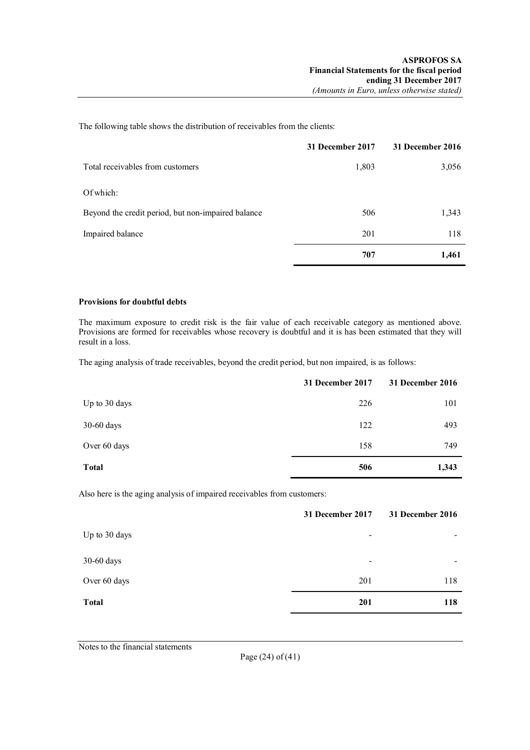The following table shows the distribution of receivables from the clients:

| | 31 December 2017 | 31 December 2016 |
|---|---|---|
| Total receivables from customers | 1,803 | 3,056 |
| Of which: | | |
| Beyond the credit period, but non-impaired balance | 506 | 1,343 |
| Impaired balance | 201 | 118 |
| | **707** | **1,461** |

**Provisions for doubtful debts**

The maximum exposure to credit risk is the fair value of each receivable category as mentioned above. Provisions are formed for receivables whose recovery is doubtful and it is has been estimated that they will result in a loss.

The aging analysis of trade receivables, beyond the credit period, but non impaired, is as follows:

| | 31 December 2017 | 31 December 2016 |
|---|---|---|
| Up to 30 days | 226 | 101 |
| 30-60 days | 122 | 493 |
| Over 60 days | 158 | 749 |
| **Total** | **506** | **1,343** |

Also here is the aging analysis of impaired receivables from customers:

| | 31 December 2017 | 31 December 2016 |
|---|---|---|
| Up to 30 days | - | - |
| 30-60 days | - | - |
| Over 60 days | 201 | 118 |
| **Total** | **201** | **118** |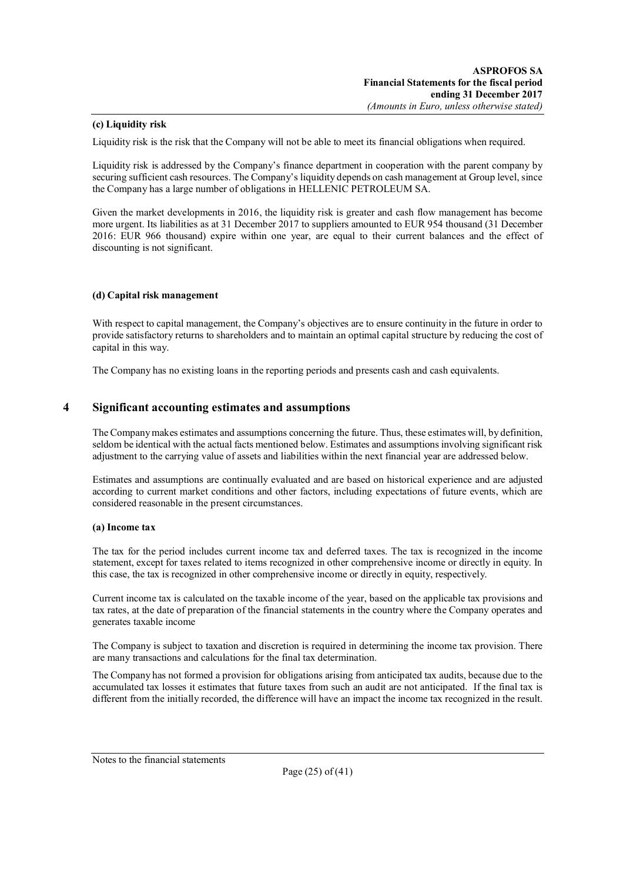**(c) Liquidity risk**

Liquidity risk is the risk that the Company will not be able to meet its financial obligations when required.

Liquidity risk is addressed by the Company's finance department in cooperation with the parent company by securing sufficient cash resources. The Company's liquidity depends on cash management at Group level, since the Company has a large number of obligations in HELLENIC PETROLEUM SA.

Given the market developments in 2016, the liquidity risk is greater and cash flow management has become more urgent. Its liabilities as at 31 December 2017 to suppliers amounted to EUR 954 thousand (31 December 2016: EUR 966 thousand) expire within one year, are equal to their current balances and the effect of discounting is not significant.

**(d) Capital risk management**

With respect to capital management, the Company's objectives are to ensure continuity in the future in order to provide satisfactory returns to shareholders and to maintain an optimal capital structure by reducing the cost of capital in this way.

The Company has no existing loans in the reporting periods and presents cash and cash equivalents.

## 4 Significant accounting estimates and assumptions

The Company makes estimates and assumptions concerning the future. Thus, these estimates will, by definition, seldom be identical with the actual facts mentioned below. Estimates and assumptions involving significant risk adjustment to the carrying value of assets and liabilities within the next financial year are addressed below.

Estimates and assumptions are continually evaluated and are based on historical experience and are adjusted according to current market conditions and other factors, including expectations of future events, which are considered reasonable in the present circumstances.

**(a) Income tax**

The tax for the period includes current income tax and deferred taxes. The tax is recognized in the income statement, except for taxes related to items recognized in other comprehensive income or directly in equity. In this case, the tax is recognized in other comprehensive income or directly in equity, respectively.

Current income tax is calculated on the taxable income of the year, based on the applicable tax provisions and tax rates, at the date of preparation of the financial statements in the country where the Company operates and generates taxable income

The Company is subject to taxation and discretion is required in determining the income tax provision. There are many transactions and calculations for the final tax determination.

The Company has not formed a provision for obligations arising from anticipated tax audits, because due to the accumulated tax losses it estimates that future taxes from such an audit are not anticipated. If the final tax is different from the initially recorded, the difference will have an impact the income tax recognized in the result.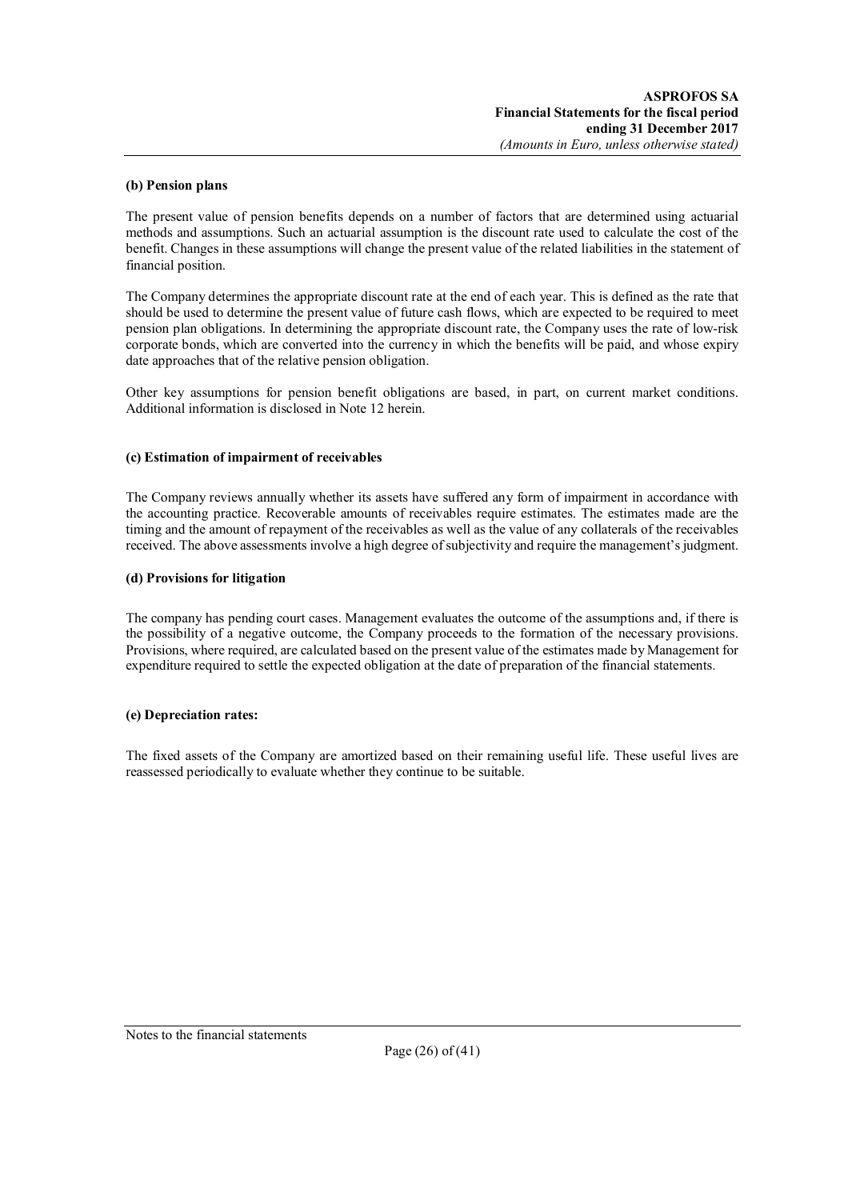**(b) Pension plans**

The present value of pension benefits depends on a number of factors that are determined using actuarial methods and assumptions. Such an actuarial assumption is the discount rate used to calculate the cost of the benefit. Changes in these assumptions will change the present value of the related liabilities in the statement of financial position.

The Company determines the appropriate discount rate at the end of each year. This is defined as the rate that should be used to determine the present value of future cash flows, which are expected to be required to meet pension plan obligations. In determining the appropriate discount rate, the Company uses the rate of low-risk corporate bonds, which are converted into the currency in which the benefits will be paid, and whose expiry date approaches that of the relative pension obligation.

Other key assumptions for pension benefit obligations are based, in part, on current market conditions. Additional information is disclosed in Note 12 herein.

**(c) Estimation of impairment of receivables**

The Company reviews annually whether its assets have suffered any form of impairment in accordance with the accounting practice. Recoverable amounts of receivables require estimates. The estimates made are the timing and the amount of repayment of the receivables as well as the value of any collaterals of the receivables received. The above assessments involve a high degree of subjectivity and require the management's judgment.

**(d) Provisions for litigation**

The company has pending court cases. Management evaluates the outcome of the assumptions and, if there is the possibility of a negative outcome, the Company proceeds to the formation of the necessary provisions. Provisions, where required, are calculated based on the present value of the estimates made by Management for expenditure required to settle the expected obligation at the date of preparation of the financial statements.

**(e) Depreciation rates:**

The fixed assets of the Company are amortized based on their remaining useful life. These useful lives are reassessed periodically to evaluate whether they continue to be suitable.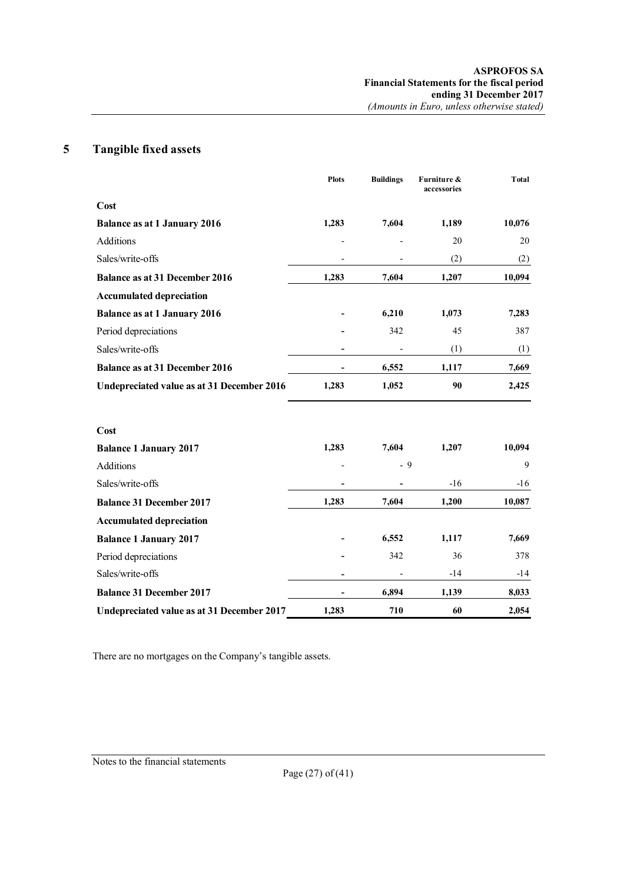## 5 Tangible fixed assets

| | Plots | Buildings | Furniture & accessories | Total |
|---|---|---|---|---|
| **Cost** | | | | |
| **Balance as at 1 January 2016** | **1,283** | **7,604** | **1,189** | **10,076** |
| Additions | - | - | 20 | 20 |
| Sales/write-offs | - | - | (2) | (2) |
| **Balance as at 31 December 2016** | **1,283** | **7,604** | **1,207** | **10,094** |
| **Accumulated depreciation** | | | | |
| **Balance as at 1 January 2016** | **-** | **6,210** | **1,073** | **7,283** |
| Period depreciations | **-** | 342 | 45 | 387 |
| Sales/write-offs | **-** | - | (1) | (1) |
| **Balance as at 31 December 2016** | **-** | **6,552** | **1,117** | **7,669** |
| **Undepreciated value as at 31 December 2016** | **1,283** | **1,052** | **90** | **2,425** |
| | | | | |
| **Cost** | | | | |
| **Balance 1 January 2017** | 1,283 | 7,604 | 1,207 | 10,094 |
| Additions | - | - | 9 | 9 |
| Sales/write-offs | **-** | **-** | -16 | -16 |
| **Balance 31 December 2017** | **1,283** | **7,604** | **1,200** | **10,087** |
| **Accumulated depreciation** | | | | |
| **Balance 1 January 2017** | **-** | **6,552** | **1,117** | **7,669** |
| Period depreciations | **-** | 342 | 36 | 378 |
| Sales/write-offs | **-** | - | -14 | -14 |
| **Balance 31 December 2017** | **-** | **6,894** | **1,139** | **8,033** |
| **Undepreciated value as at 31 December 2017** | **1,283** | **710** | **60** | **2,054** |

There are no mortgages on the Company's tangible assets.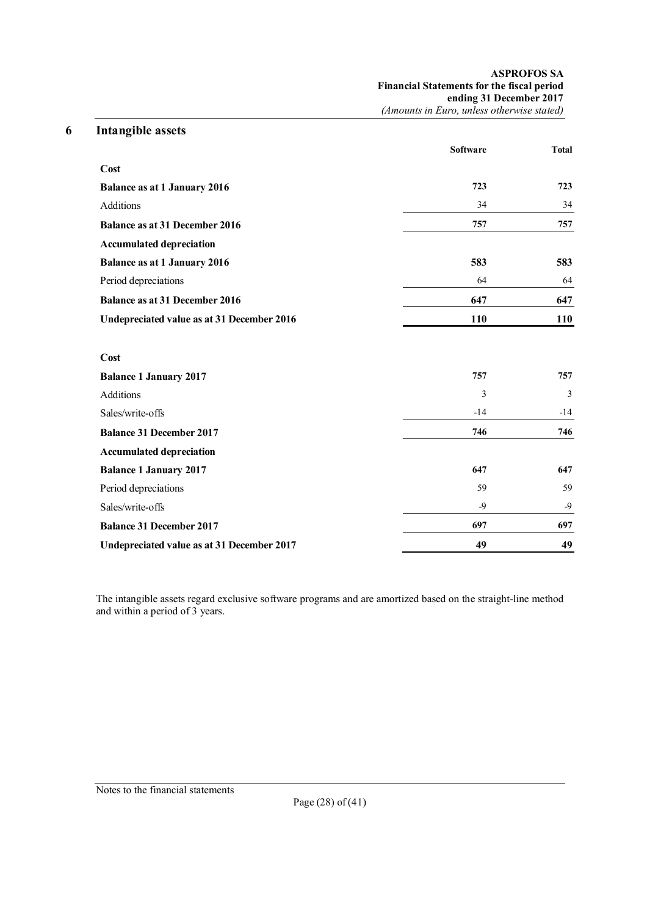## 6 Intangible assets

| | Software | Total |
|---|---|---|
| **Cost** | | |
| **Balance as at 1 January 2016** | **723** | **723** |
| Additions | 34 | 34 |
| **Balance as at 31 December 2016** | **757** | **757** |
| **Accumulated depreciation** | | |
| **Balance as at 1 January 2016** | **583** | **583** |
| Period depreciations | 64 | 64 |
| **Balance as at 31 December 2016** | **647** | **647** |
| **Undepreciated value as at 31 December 2016** | **110** | **110** |
| | | |
| **Cost** | | |
| **Balance 1 January 2017** | **757** | **757** |
| Additions | 3 | 3 |
| Sales/write-offs | -14 | -14 |
| **Balance 31 December 2017** | **746** | **746** |
| **Accumulated depreciation** | | |
| **Balance 1 January 2017** | **647** | **647** |
| Period depreciations | 59 | 59 |
| Sales/write-offs | -9 | -9 |
| **Balance 31 December 2017** | **697** | **697** |
| **Undepreciated value as at 31 December 2017** | **49** | **49** |

The intangible assets regard exclusive software programs and are amortized based on the straight-line method and within a period of 3 years.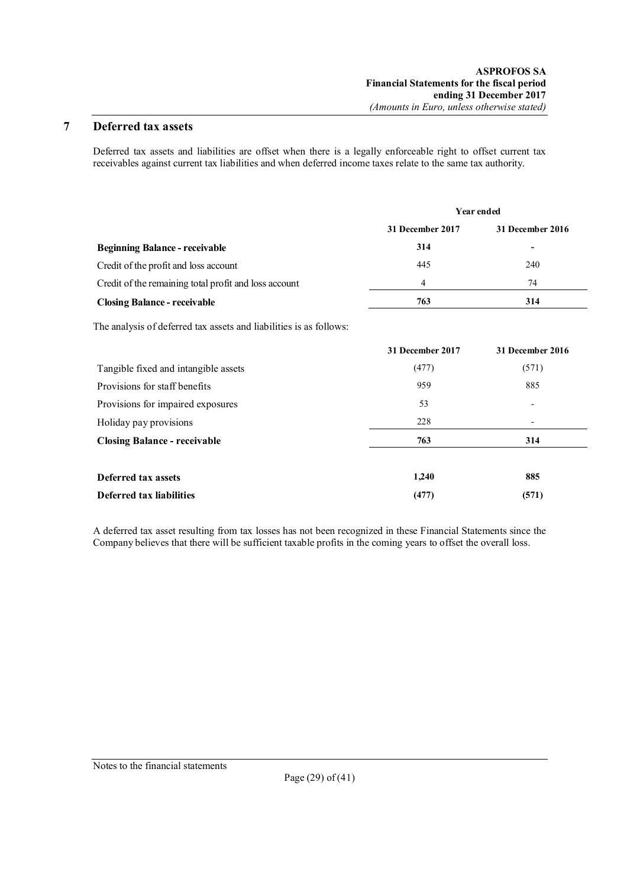## 7 Deferred tax assets

Deferred tax assets and liabilities are offset when there is a legally enforceable right to offset current tax receivables against current tax liabilities and when deferred income taxes relate to the same tax authority.

| | Year ended | |
|---|---|---|
| | **31 December 2017** | **31 December 2016** |
| **Beginning Balance - receivable** | **314** | **-** |
| Credit of the profit and loss account | 445 | 240 |
| Credit of the remaining total profit and loss account | 4 | 74 |
| **Closing Balance - receivable** | **763** | **314** |

The analysis of deferred tax assets and liabilities is as follows:

| | **31 December 2017** | **31 December 2016** |
|---|---|---|
| Tangible fixed and intangible assets | (477) | (571) |
| Provisions for staff benefits | 959 | 885 |
| Provisions for impaired exposures | 53 | - |
| Holiday pay provisions | 228 | - |
| **Closing Balance - receivable** | **763** | **314** |
| | | |
| **Deferred tax assets** | **1,240** | **885** |
| **Deferred tax liabilities** | **(477)** | **(571)** |

A deferred tax asset resulting from tax losses has not been recognized in these Financial Statements since the Company believes that there will be sufficient taxable profits in the coming years to offset the overall loss.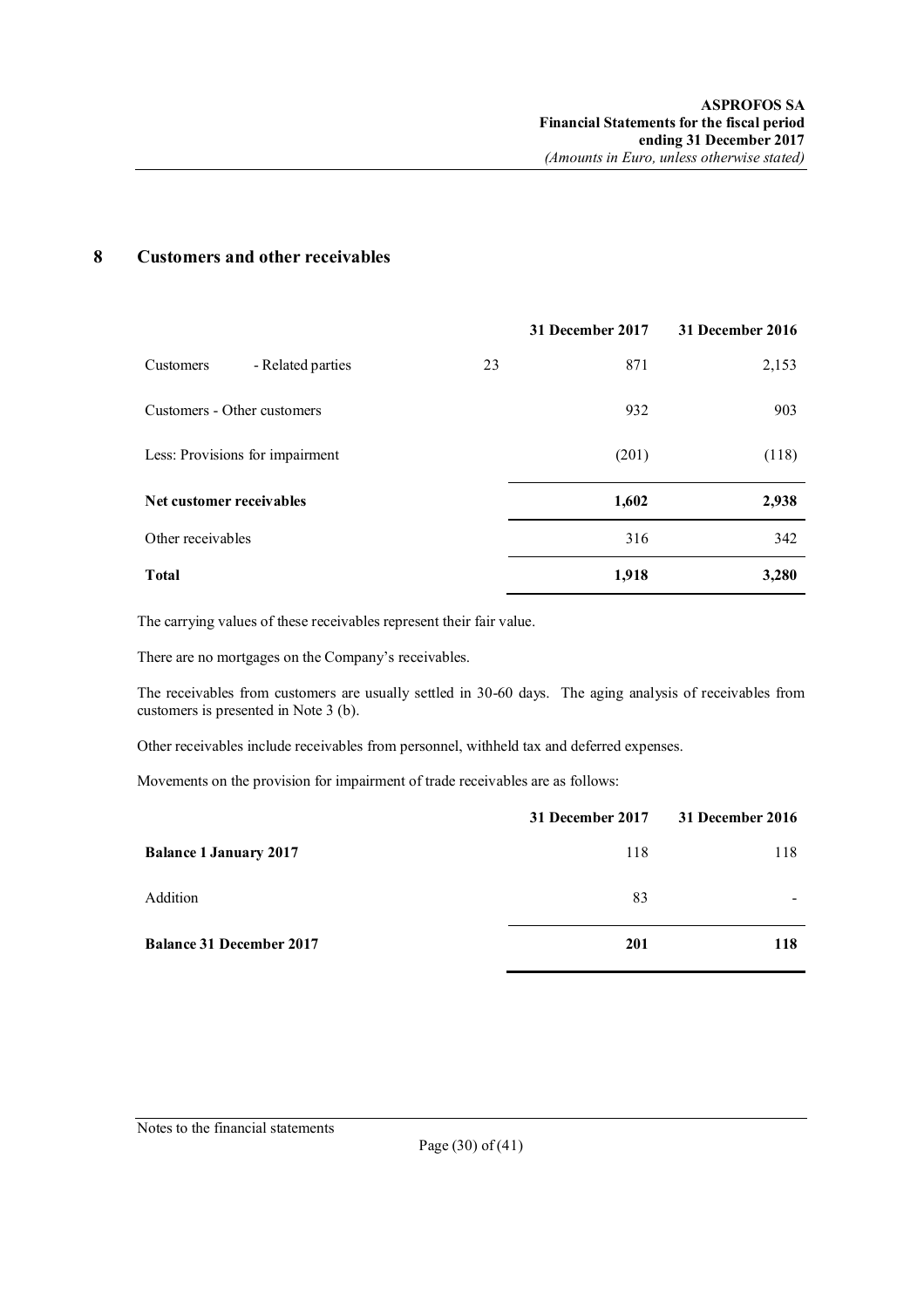## 8 Customers and other receivables

| | | 31 December 2017 | 31 December 2016 |
|---|---|---|---|
| Customers - Related parties | 23 | 871 | 2,153 |
| Customers - Other customers | | 932 | 903 |
| Less: Provisions for impairment | | (201) | (118) |
| **Net customer receivables** | | **1,602** | **2,938** |
| Other receivables | | 316 | 342 |
| **Total** | | **1,918** | **3,280** |

The carrying values of these receivables represent their fair value.

There are no mortgages on the Company's receivables.

The receivables from customers are usually settled in 30-60 days. The aging analysis of receivables from customers is presented in Note 3 (b).

Other receivables include receivables from personnel, withheld tax and deferred expenses.

Movements on the provision for impairment of trade receivables are as follows:

| | 31 December 2017 | 31 December 2016 |
|---|---|---|
| **Balance 1 January 2017** | 118 | 118 |
| Addition | 83 | - |
| **Balance 31 December 2017** | **201** | **118** |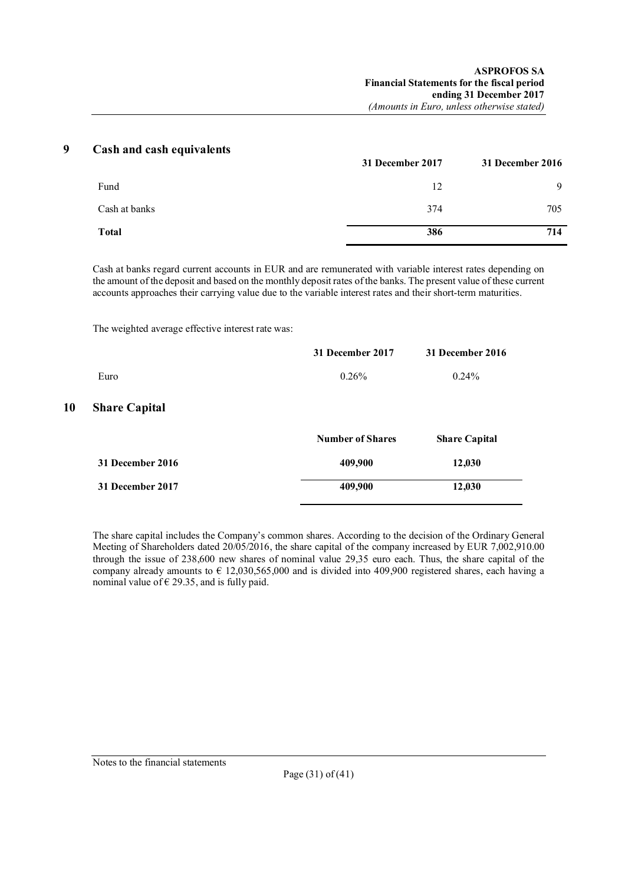## 9 Cash and cash equivalents

| | 31 December 2017 | 31 December 2016 |
|---|---|---|
| Fund | 12 | 9 |
| Cash at banks | 374 | 705 |
| **Total** | **386** | **714** |

Cash at banks regard current accounts in EUR and are remunerated with variable interest rates depending on the amount of the deposit and based on the monthly deposit rates of the banks. The present value of these current accounts approaches their carrying value due to the variable interest rates and their short-term maturities.

The weighted average effective interest rate was:

| | 31 December 2017 | 31 December 2016 |
|---|---|---|
| Euro | 0.26% | 0.24% |

## 10 Share Capital

| | Number of Shares | Share Capital |
|---|---|---|
| **31 December 2016** | **409,900** | **12,030** |
| **31 December 2017** | **409,900** | **12,030** |

The share capital includes the Company's common shares. According to the decision of the Ordinary General Meeting of Shareholders dated 20/05/2016, the share capital of the company increased by EUR 7,002,910.00 through the issue of 238,600 new shares of nominal value 29,35 euro each. Thus, the share capital of the company already amounts to € 12,030,565,000 and is divided into 409,900 registered shares, each having a nominal value of € 29.35, and is fully paid.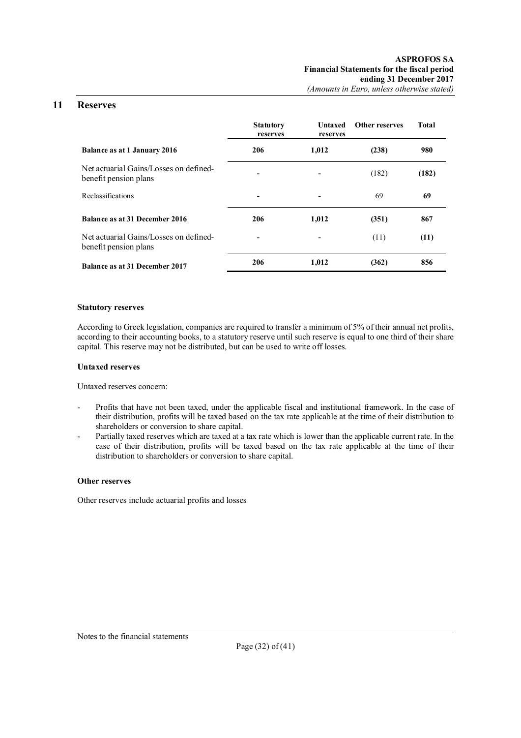## 11 Reserves

| | Statutory reserves | Untaxed reserves | Other reserves | Total |
|---|---|---|---|---|
| **Balance as at 1 January 2016** | **206** | **1,012** | **(238)** | **980** |
| Net actuarial Gains/Losses on defined-benefit pension plans | - | - | (182) | **(182)** |
| Reclassifications | - | - | 69 | **69** |
| **Balance as at 31 December 2016** | **206** | **1,012** | **(351)** | **867** |
| Net actuarial Gains/Losses on defined-benefit pension plans | - | - | (11) | **(11)** |
| **Balance as at 31 December 2017** | **206** | **1,012** | **(362)** | **856** |

**Statutory reserves**

According to Greek legislation, companies are required to transfer a minimum of 5% of their annual net profits, according to their accounting books, to a statutory reserve until such reserve is equal to one third of their share capital. This reserve may not be distributed, but can be used to write off losses.

**Untaxed reserves**

Untaxed reserves concern:

- Profits that have not been taxed, under the applicable fiscal and institutional framework. In the case of their distribution, profits will be taxed based on the tax rate applicable at the time of their distribution to shareholders or conversion to share capital.
- Partially taxed reserves which are taxed at a tax rate which is lower than the applicable current rate. In the case of their distribution, profits will be taxed based on the tax rate applicable at the time of their distribution to shareholders or conversion to share capital.

**Other reserves**

Other reserves include actuarial profits and losses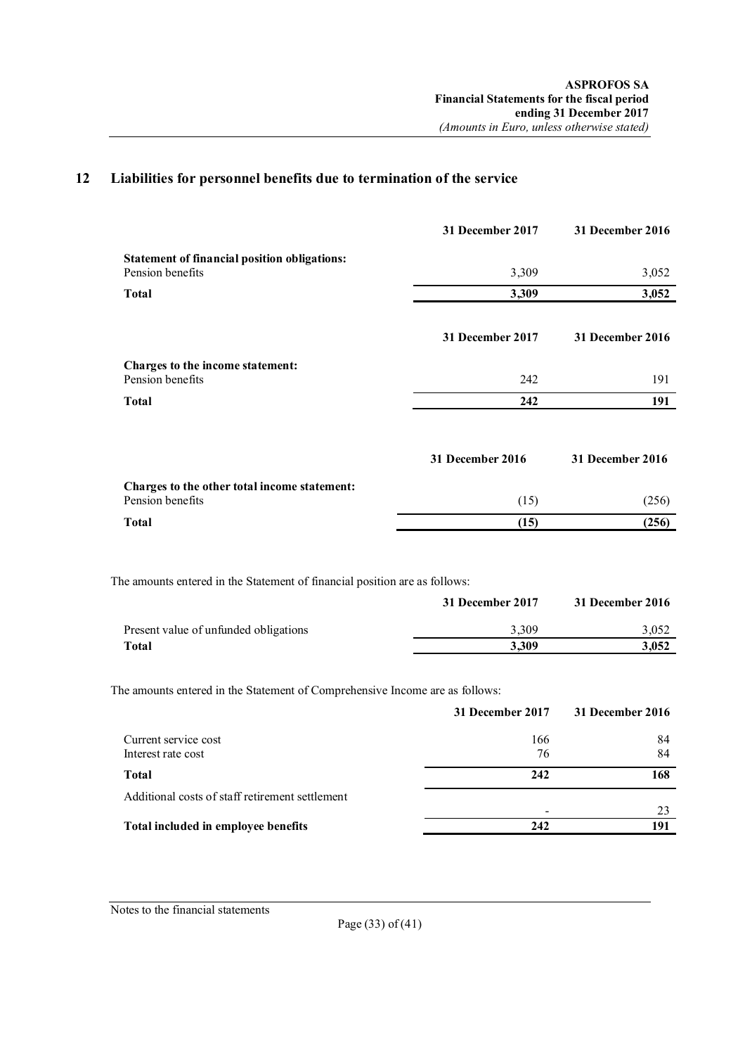## 12 Liabilities for personnel benefits due to termination of the service

| | 31 December 2017 | 31 December 2016 |
|---|---|---|
| **Statement of financial position obligations:** | | |
| Pension benefits | 3,309 | 3,052 |
| **Total** | **3,309** | **3,052** |

| | 31 December 2017 | 31 December 2016 |
|---|---|---|
| **Charges to the income statement:** | | |
| Pension benefits | 242 | 191 |
| **Total** | **242** | **191** |

| | 31 December 2016 | 31 December 2016 |
|---|---|---|
| **Charges to the other total income statement:** | | |
| Pension benefits | (15) | (256) |
| **Total** | **(15)** | **(256)** |

The amounts entered in the Statement of financial position are as follows:

| | 31 December 2017 | 31 December 2016 |
|---|---|---|
| Present value of unfunded obligations | 3,309 | 3,052 |
| **Total** | **3,309** | **3,052** |

The amounts entered in the Statement of Comprehensive Income are as follows:

| | 31 December 2017 | 31 December 2016 |
|---|---|---|
| Current service cost | 166 | 84 |
| Interest rate cost | 76 | 84 |
| **Total** | **242** | **168** |
| Additional costs of staff retirement settlement | - | 23 |
| **Total included in employee benefits** | **242** | **191** |

Notes to the financial statements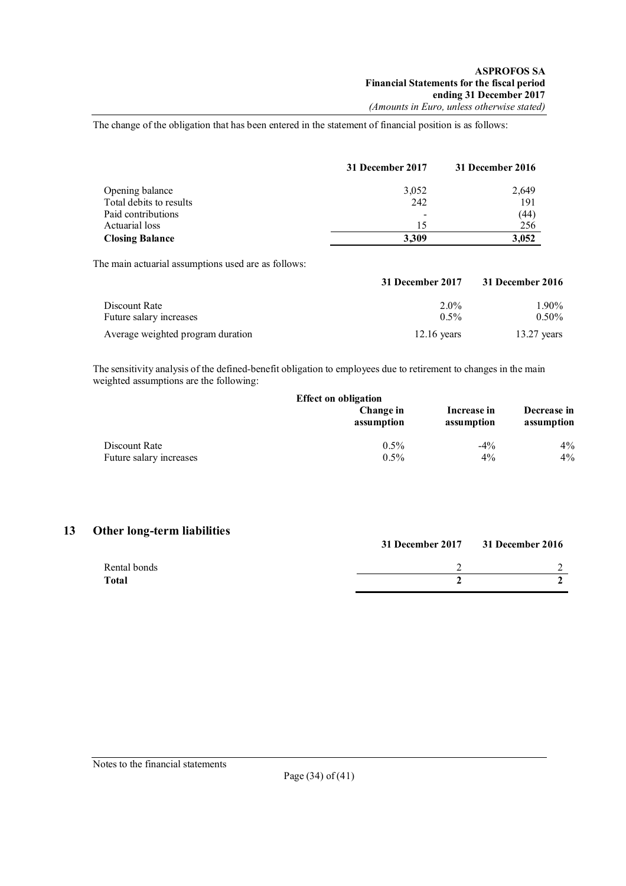The change of the obligation that has been entered in the statement of financial position is as follows:

| | 31 December 2017 | 31 December 2016 |
|---|---|---|
| Opening balance | 3,052 | 2,649 |
| Total debits to results | 242 | 191 |
| Paid contributions | - | (44) |
| Actuarial loss | 15 | 256 |
| **Closing Balance** | **3,309** | **3,052** |

The main actuarial assumptions used are as follows:

| | 31 December 2017 | 31 December 2016 |
|---|---|---|
| Discount Rate | 2.0% | 1.90% |
| Future salary increases | 0.5% | 0.50% |
| Average weighted program duration | 12.16 years | 13.27 years |

The sensitivity analysis of the defined-benefit obligation to employees due to retirement to changes in the main weighted assumptions are the following:

| | Effect on obligation | | |
|---|---|---|---|
| | Change in assumption | Increase in assumption | Decrease in assumption |
| Discount Rate | 0.5% | -4% | 4% |
| Future salary increases | 0.5% | 4% | 4% |

## 13 Other long-term liabilities

| | 31 December 2017 | 31 December 2016 |
|---|---|---|
| Rental bonds | 2 | 2 |
| **Total** | **2** | **2** |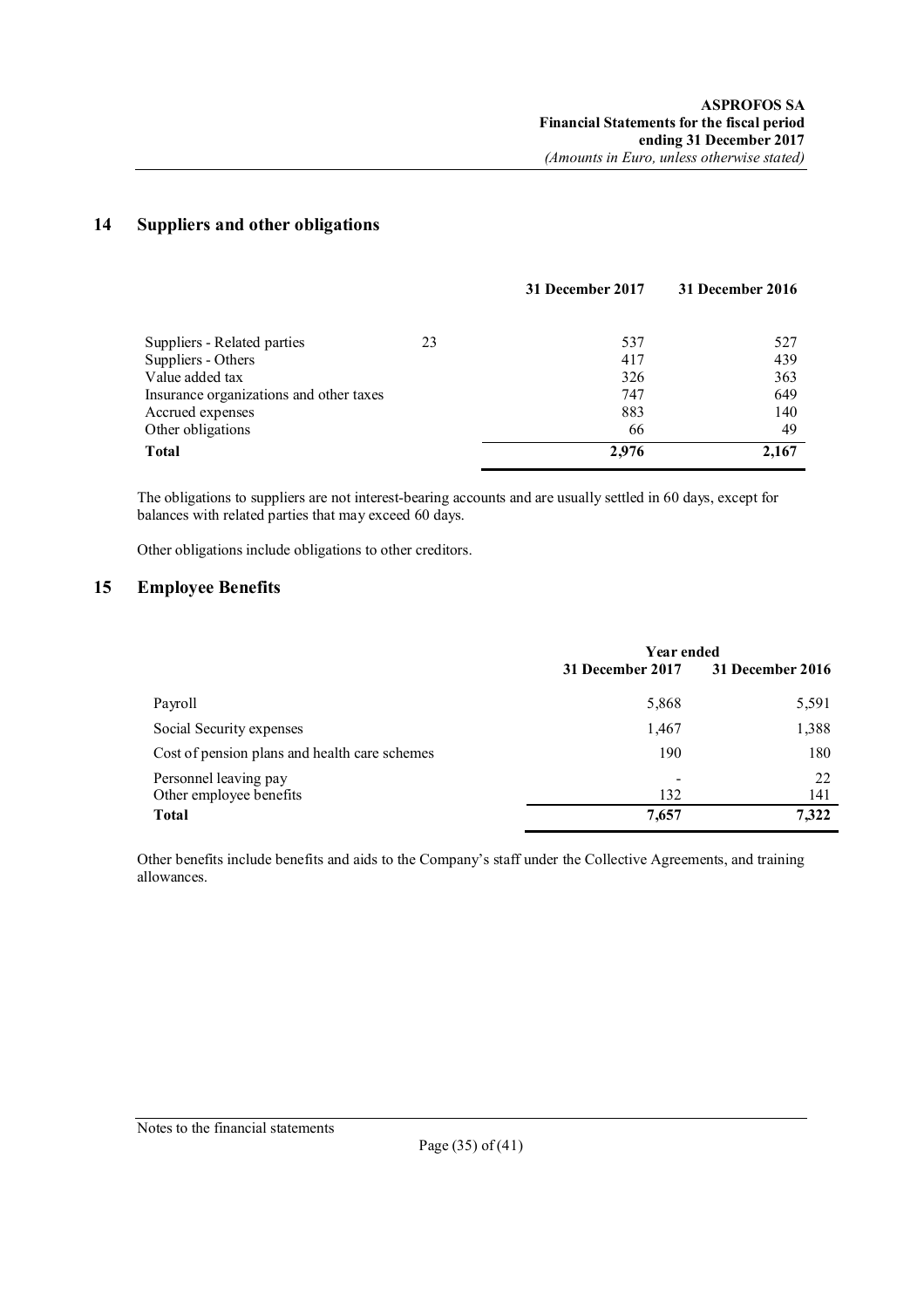## 14 Suppliers and other obligations

| | | 31 December 2017 | 31 December 2016 |
|---|---|---|---|
| Suppliers - Related parties | 23 | 537 | 527 |
| Suppliers - Others | | 417 | 439 |
| Value added tax | | 326 | 363 |
| Insurance organizations and other taxes | | 747 | 649 |
| Accrued expenses | | 883 | 140 |
| Other obligations | | 66 | 49 |
| **Total** | | **2,976** | **2,167** |

The obligations to suppliers are not interest-bearing accounts and are usually settled in 60 days, except for balances with related parties that may exceed 60 days.

Other obligations include obligations to other creditors.

## 15 Employee Benefits

| | Year ended | |
|---|---|---|
| | 31 December 2017 | 31 December 2016 |
| Payroll | 5,868 | 5,591 |
| Social Security expenses | 1,467 | 1,388 |
| Cost of pension plans and health care schemes | 190 | 180 |
| Personnel leaving pay | - | 22 |
| Other employee benefits | 132 | 141 |
| **Total** | **7,657** | **7,322** |

Other benefits include benefits and aids to the Company's staff under the Collective Agreements, and training allowances.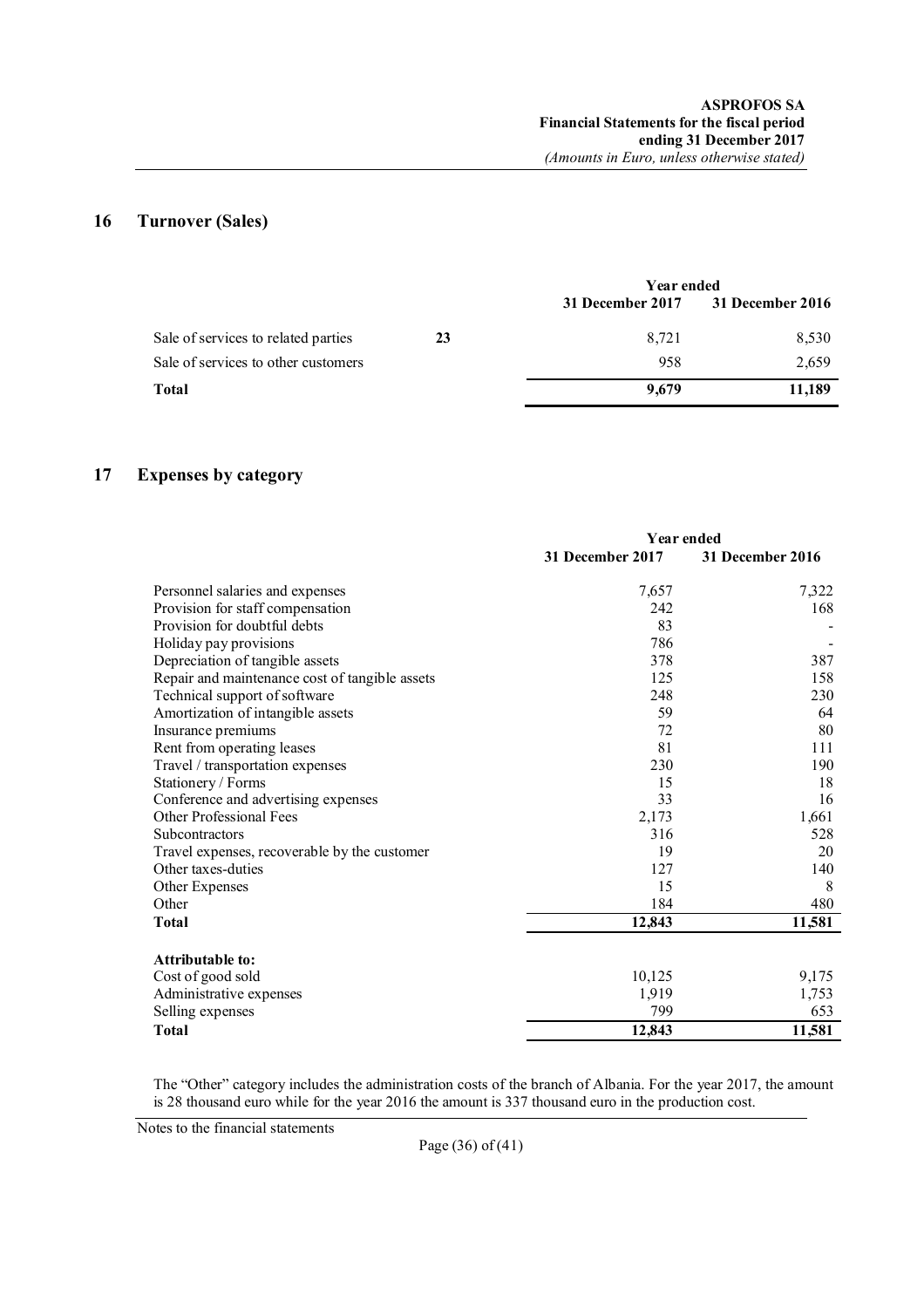## 16 Turnover (Sales)

| | | Year ended | |
|---|---|---|---|
| | | 31 December 2017 | 31 December 2016 |
| Sale of services to related parties | 23 | 8,721 | 8,530 |
| Sale of services to other customers | | 958 | 2,659 |
| **Total** | | **9,679** | **11,189** |

## 17 Expenses by category

| | Year ended | |
|---|---|---|
| | 31 December 2017 | 31 December 2016 |
| Personnel salaries and expenses | 7,657 | 7,322 |
| Provision for staff compensation | 242 | 168 |
| Provision for doubtful debts | 83 | - |
| Holiday pay provisions | 786 | - |
| Depreciation of tangible assets | 378 | 387 |
| Repair and maintenance cost of tangible assets | 125 | 158 |
| Technical support of software | 248 | 230 |
| Amortization of intangible assets | 59 | 64 |
| Insurance premiums | 72 | 80 |
| Rent from operating leases | 81 | 111 |
| Travel / transportation expenses | 230 | 190 |
| Stationery / Forms | 15 | 18 |
| Conference and advertising expenses | 33 | 16 |
| Other Professional Fees | 2,173 | 1,661 |
| Subcontractors | 316 | 528 |
| Travel expenses, recoverable by the customer | 19 | 20 |
| Other taxes-duties | 127 | 140 |
| Other Expenses | 15 | 8 |
| Other | 184 | 480 |
| **Total** | **12,843** | **11,581** |
| | | |
| **Attributable to:** | | |
| Cost of good sold | 10,125 | 9,175 |
| Administrative expenses | 1,919 | 1,753 |
| Selling expenses | 799 | 653 |
| **Total** | **12,843** | **11,581** |

The "Other" category includes the administration costs of the branch of Albania. For the year 2017, the amount is 28 thousand euro while for the year 2016 the amount is 337 thousand euro in the production cost.

Notes to the financial statements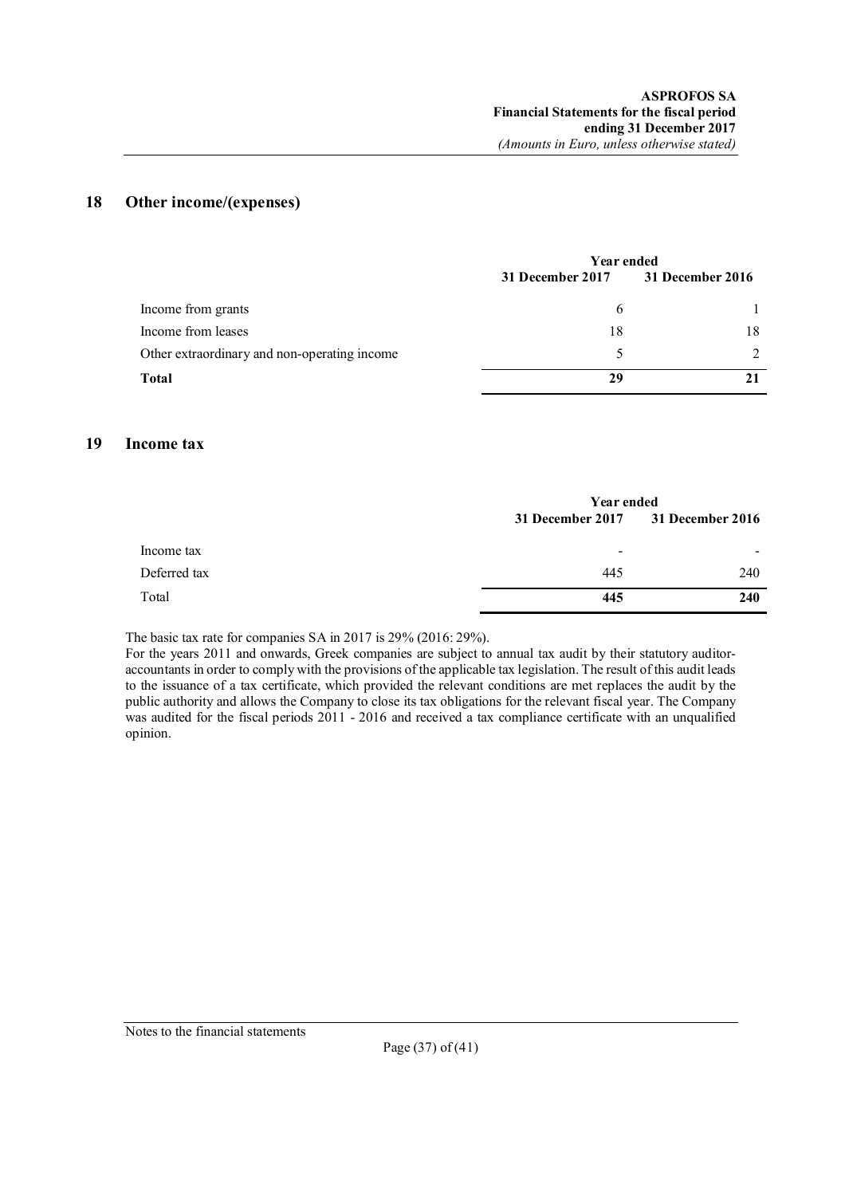## 18 Other income/(expenses)

| | Year ended | |
|---|---|---|
| | **31 December 2017** | **31 December 2016** |
| Income from grants | 6 | 1 |
| Income from leases | 18 | 18 |
| Other extraordinary and non-operating income | 5 | 2 |
| **Total** | **29** | **21** |

## 19 Income tax

| | Year ended | |
|---|---|---|
| | **31 December 2017** | **31 December 2016** |
| Income tax | - | - |
| Deferred tax | 445 | 240 |
| Total | **445** | **240** |

The basic tax rate for companies SA in 2017 is 29% (2016: 29%).
For the years 2011 and onwards, Greek companies are subject to annual tax audit by their statutory auditor-accountants in order to comply with the provisions of the applicable tax legislation. The result of this audit leads to the issuance of a tax certificate, which provided the relevant conditions are met replaces the audit by the public authority and allows the Company to close its tax obligations for the relevant fiscal year. The Company was audited for the fiscal periods 2011 - 2016 and received a tax compliance certificate with an unqualified opinion.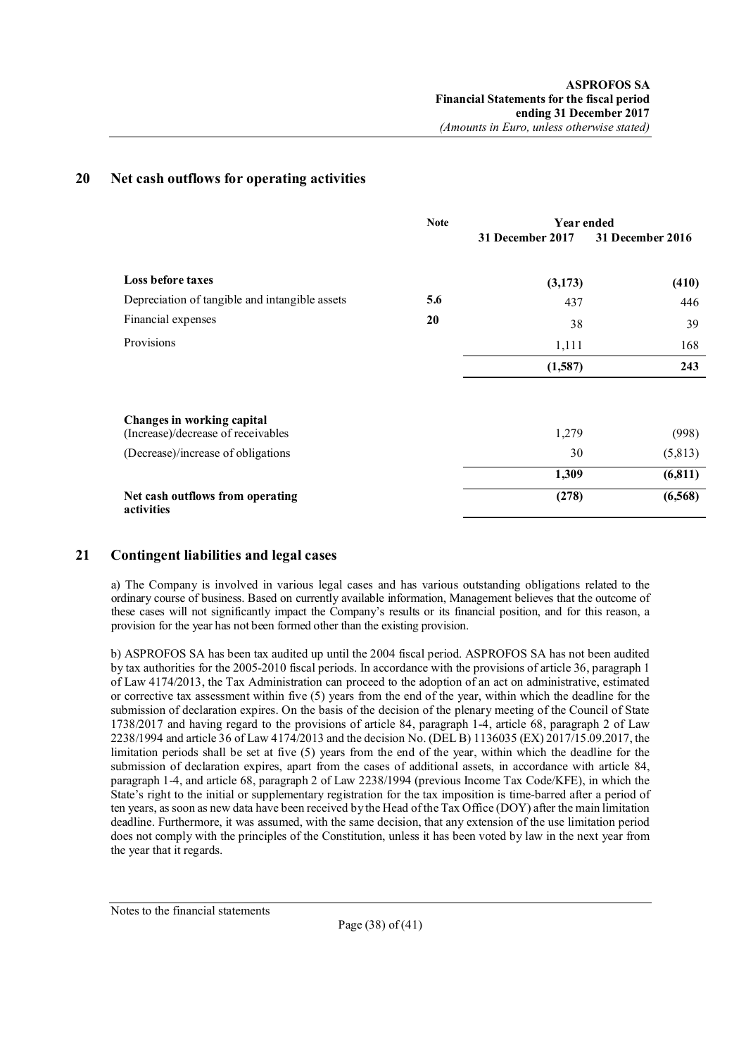## 20 Net cash outflows for operating activities

| | Note | Year ended 31 December 2017 | Year ended 31 December 2016 |
|---|---|---|---|
| **Loss before taxes** | | **(3,173)** | **(410)** |
| Depreciation of tangible and intangible assets | **5.6** | 437 | 446 |
| Financial expenses | **20** | 38 | 39 |
| Provisions | | 1,111 | 168 |
| | | **(1,587)** | **243** |
| **Changes in working capital** | | | |
| (Increase)/decrease of receivables | | 1,279 | (998) |
| (Decrease)/increase of obligations | | 30 | (5,813) |
| | | **1,309** | **(6,811)** |
| **Net cash outflows from operating activities** | | **(278)** | **(6,568)** |

## 21 Contingent liabilities and legal cases

a) The Company is involved in various legal cases and has various outstanding obligations related to the ordinary course of business. Based on currently available information, Management believes that the outcome of these cases will not significantly impact the Company's results or its financial position, and for this reason, a provision for the year has not been formed other than the existing provision.

b) ASPROFOS SA has been tax audited up until the 2004 fiscal period. ASPROFOS SA has not been audited by tax authorities for the 2005-2010 fiscal periods. In accordance with the provisions of article 36, paragraph 1 of Law 4174/2013, the Tax Administration can proceed to the adoption of an act on administrative, estimated or corrective tax assessment within five (5) years from the end of the year, within which the deadline for the submission of declaration expires. On the basis of the decision of the plenary meeting of the Council of State 1738/2017 and having regard to the provisions of article 84, paragraph 1-4, article 68, paragraph 2 of Law 2238/1994 and article 36 of Law 4174/2013 and the decision No. (DEL B) 1136035 (EX) 2017/15.09.2017, the limitation periods shall be set at five (5) years from the end of the year, within which the deadline for the submission of declaration expires, apart from the cases of additional assets, in accordance with article 84, paragraph 1-4, and article 68, paragraph 2 of Law 2238/1994 (previous Income Tax Code/KFE), in which the State's right to the initial or supplementary registration for the tax imposition is time-barred after a period of ten years, as soon as new data have been received by the Head of the Tax Office (DOY) after the main limitation deadline. Furthermore, it was assumed, with the same decision, that any extension of the use limitation period does not comply with the principles of the Constitution, unless it has been voted by law in the next year from the year that it regards.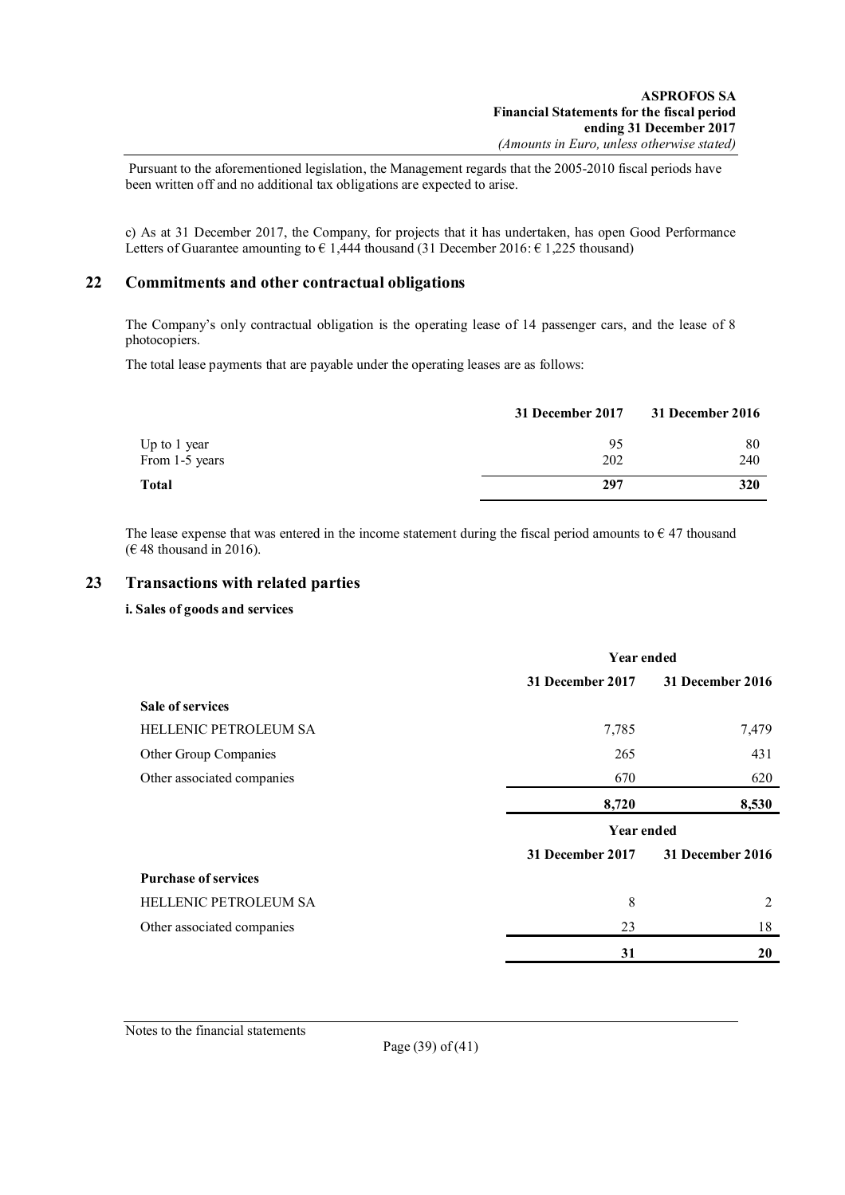Pursuant to the aforementioned legislation, the Management regards that the 2005-2010 fiscal periods have been written off and no additional tax obligations are expected to arise.

c) As at 31 December 2017, the Company, for projects that it has undertaken, has open Good Performance Letters of Guarantee amounting to € 1,444 thousand (31 December 2016: € 1,225 thousand)

## 22 Commitments and other contractual obligations

The Company's only contractual obligation is the operating lease of 14 passenger cars, and the lease of 8 photocopiers.

The total lease payments that are payable under the operating leases are as follows:

| | 31 December 2017 | 31 December 2016 |
|---|---|---|
| Up to 1 year | 95 | 80 |
| From 1-5 years | 202 | 240 |
| **Total** | **297** | **320** |

The lease expense that was entered in the income statement during the fiscal period amounts to € 47 thousand (€ 48 thousand in 2016).

## 23 Transactions with related parties

**i. Sales of goods and services**

| | Year ended | |
|---|---|---|
| | **31 December 2017** | **31 December 2016** |
| **Sale of services** | | |
| HELLENIC PETROLEUM SA | 7,785 | 7,479 |
| Other Group Companies | 265 | 431 |
| Other associated companies | 670 | 620 |
| | **8,720** | **8,530** |

| | Year ended | |
|---|---|---|
| | **31 December 2017** | **31 December 2016** |
| **Purchase of services** | | |
| HELLENIC PETROLEUM SA | 8 | 2 |
| Other associated companies | 23 | 18 |
| | **31** | **20** |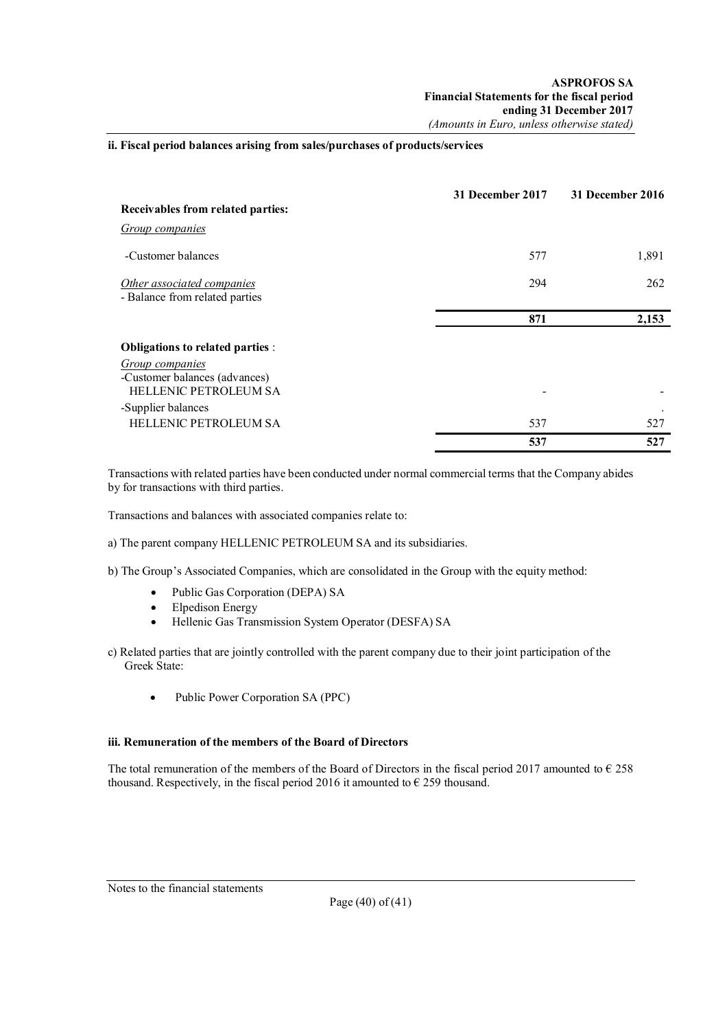### ii. Fiscal period balances arising from sales/purchases of products/services

| | 31 December 2017 | 31 December 2016 |
|---|---|---|
| **Receivables from related parties:** | | |
| *Group companies* | | |
| -Customer balances | 577 | 1,891 |
| *Other associated companies*<br>- Balance from related parties | 294 | 262 |
| | **871** | **2,153** |
| **Obligations to related parties** : | | |
| *Group companies*<br>-Customer balances (advances)<br>HELLENIC PETROLEUM SA | - | - |
| -Supplier balances<br>HELLENIC PETROLEUM SA | 537 | 527 |
| | **537** | **527** |

Transactions with related parties have been conducted under normal commercial terms that the Company abides by for transactions with third parties.

Transactions and balances with associated companies relate to:

a) The parent company HELLENIC PETROLEUM SA and its subsidiaries.

b) The Group's Associated Companies, which are consolidated in the Group with the equity method:

- Public Gas Corporation (DEPA) SA
- Elpedison Energy
- Hellenic Gas Transmission System Operator (DESFA) SA

c) Related parties that are jointly controlled with the parent company due to their joint participation of the Greek State:

- Public Power Corporation SA (PPC)

### iii. Remuneration of the members of the Board of Directors

The total remuneration of the members of the Board of Directors in the fiscal period 2017 amounted to € 258 thousand. Respectively, in the fiscal period 2016 it amounted to € 259 thousand.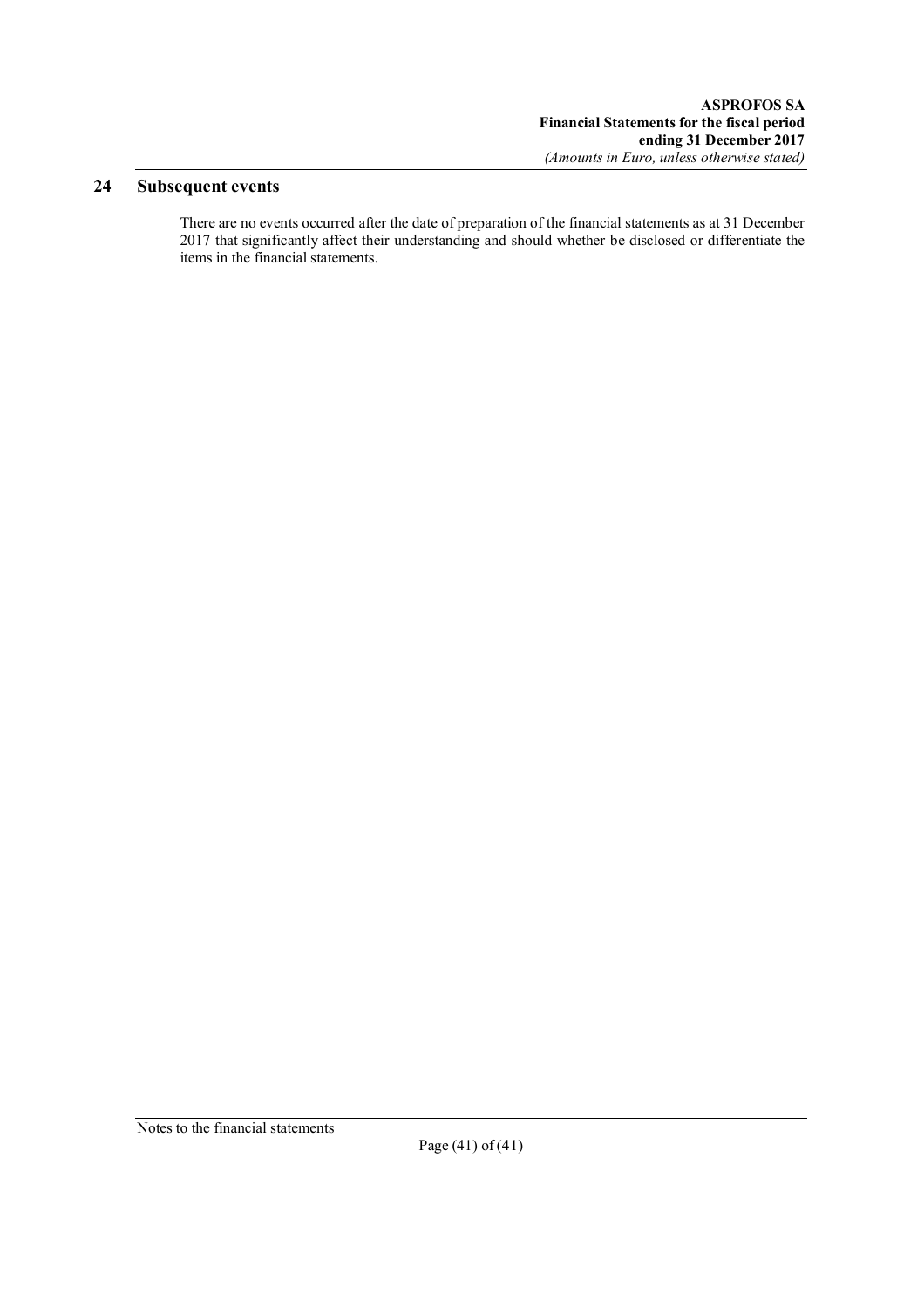## 24 Subsequent events

There are no events occurred after the date of preparation of the financial statements as at 31 December 2017 that significantly affect their understanding and should whether be disclosed or differentiate the items in the financial statements.